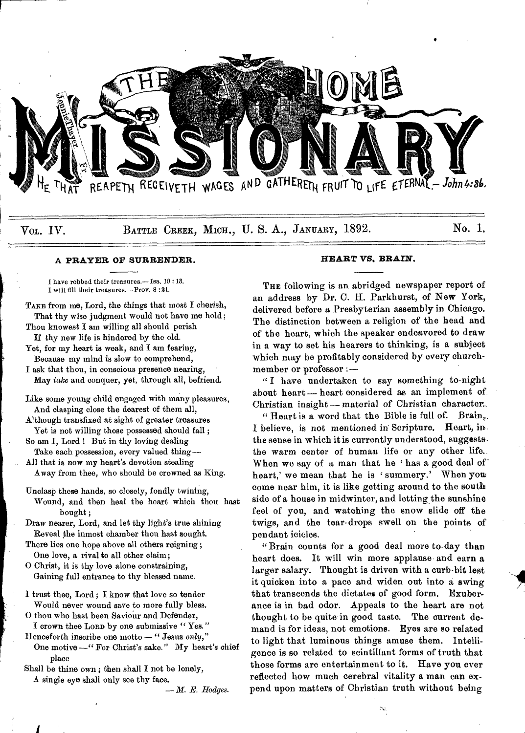# THE HOME MISSIONARY

HE THAT REAPETH RECEIVETH WAGES AND GATHERETH FRUIT TO LIFE ETERNAL.—*John 4:36.*

VOL. IV. BATTLE CREEK, MICH., U. S. A., JANUARY, 1892. No. 1.

## A PRAYER OF SURRENDER.

I have robbed their treasures.—Isa. 10 : 13.
I will fill their treasures.—Prov. 8 : 21.

TAKE from me, Lord, the things that most I cherish,
That thy wise judgment would not have me hold;
Thou knowest I am willing all should perish
If thy new life is hindered by the old.
Yet, for my heart is weak, and I am fearing,
Because my mind is slow to comprehend,
I ask that thou, in conscious presence nearing,
May *take* and conquer, yet, through all, befriend.

Like some young child engaged with many pleasures,
And clasping close the dearest of them all,
Although transfixed at sight of greater treasures
Yet is not willing those possessed should fall;
So am I, Lord! But in thy loving dealing
Take each possession, every valued thing—
All that is now my heart's devotion stealing
Away from thee, who should be crowned as King.

Unclasp these hands, so closely, fondly twining,
Wound, and then heal the heart which thou hast bought;
Draw nearer, Lord, and let thy light's true shining
Reveal the inmost chamber thou hast sought.
There lies one hope above all others reigning;
One love, a rival to all other claim;
O Christ, it is thy love alone constraining,
Gaining full entrance to thy blessed name.

I trust thee, Lord; I know that love so tender
Would never wound save to more fully bless.
O thou who hast been Saviour and Defender,
I crown thee LORD by one submissive "Yes."
Henceforth inscribe one motto—"Jesus *only*,"
One motive—"For Christ's sake." My heart's chief place
Shall be thine own; then shall I not be lonely,
A single eye shall only see thy face.

—*M. E. Hodges.*

## HEART VS. BRAIN.

THE following is an abridged newspaper report of an address by Dr. C. H. Parkhurst, of New York, delivered before a Presbyterian assembly in Chicago. The distinction between a religion of the head and of the heart, which the speaker endeavored to draw in a way to set his hearers to thinking, is a subject which may be profitably considered by every church-member or professor:—

"I have undertaken to say something to-night about heart—heart considered as an implement of Christian insight—material of Christian character.

"Heart is a word that the Bible is full of. Brain, I believe, is not mentioned in Scripture. Heart, in the sense in which it is currently understood, suggests the warm center of human life or any other life. When we say of a man that he 'has a good deal of heart,' we mean that he is 'summery.' When you come near him, it is like getting around to the south side of a house in midwinter, and letting the sunshine feel of you, and watching the snow slide off the twigs, and the tear-drops swell on the points of pendant icicles.

"Brain counts for a good deal more to-day than heart does. It will win more applause and earn a larger salary. Thought is driven with a curb-bit lest it quicken into a pace and widen out into a swing that transcends the dictates of good form. Exuberance is in bad odor. Appeals to the heart are not thought to be quite in good taste. The current demand is for ideas, not emotions. Eyes are so related to light that luminous things amuse them. Intelligence is so related to scintillant forms of truth that those forms are entertainment to it. Have you ever reflected how much cerebral vitality a man can expend upon matters of Christian truth without being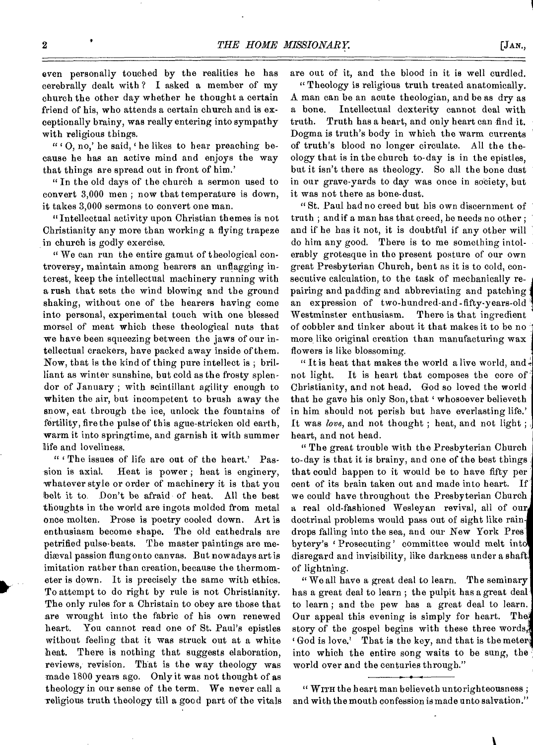even personally touched by the realities he has cerebrally dealt with? I asked a member of my church the other day whether he thought a certain friend of his, who attends a certain church and is exceptionally brainy, was really entering into sympathy with religious things.

"'O, no,' he said, 'he likes to hear preaching because he has an active mind and enjoys the way that things are spread out in front of him.'

"In the old days of the church a sermon used to convert 3,000 men; now that temperature is down, it takes 3,000 sermons to convert one man.

"Intellectual activity upon Christian themes is not Christianity any more than working a flying trapeze in church is godly exercise.

"We can run the entire gamut of theological controversy, maintain among hearers an unflagging interest, keep the intellectual machinery running with a rush that sets the wind blowing and the ground shaking, without one of the hearers having come into personal, experimental touch with one blessed morsel of meat which these theological nuts that we have been squeezing between the jaws of our intellectual crackers, have packed away inside of them. Now, that is the kind of thing pure intellect is; brilliant as winter sunshine, but cold as the frosty splendor of January; with scintillant agility enough to whiten the air, but incompetent to brush away the snow, eat through the ice, unlock the fountains of fertility, fire the pulse of this ague-stricken old earth, warm it into springtime, and garnish it with summer life and loveliness.

"'The issues of life are out of the heart.' Passion is axial. Heat is power; heat is enginery, whatever style or order of machinery it is that you belt it to. Don't be afraid of heat. All the best thoughts in the world are ingots molded from metal once molten. Prose is poetry cooled down. Art is enthusiasm become shape. The old cathedrals are petrified pulse-beats. The master paintings are mediæval passion flung onto canvas. But nowadays art is imitation rather than creation, because the thermometer is down. It is precisely the same with ethics. To attempt to do right by rule is not Christianity. The only rules for a Christain to obey are those that are wrought into the fabric of his own renewed heart. You cannot read one of St. Paul's epistles without feeling that it was struck out at a white heat. There is nothing that suggests elaboration, reviews, revision. That is the way theology was made 1800 years ago. Only it was not thought of as theology in our sense of the term. We never call a religious truth theology till a good part of the vitals are out of it, and the blood in it is well curdled.

"Theology is religious truth treated anatomically. A man can be an acute theologian, and be as dry as a bone. Intellectual dexterity cannot deal with truth. Truth has a heart, and only heart can find it. Dogma is truth's body in which the warm currents of truth's blood no longer circulate. All the theology that is in the church to-day is in the epistles, but it isn't there as theology. So all the bone dust in our grave-yards to day was once in society, but it was not there as bone-dust.

"St. Paul had no creed but his own discernment of truth; and if a man has that creed, he needs no other; and if he has it not, it is doubtful if any other will do him any good. There is to me something intolerably grotesque in the present posture of our own great Presbyterian Church, bent as it is to cold, consecutive calculation, to the task of mechanically repairing and padding and abbreviating and patching an expression of two-hundred-and-fifty-years-old Westminster enthusiasm. There is that ingredient of cobbler and tinker about it that makes it to be no more like original creation than manufacturing wax flowers is like blossoming.

"It is heat that makes the world a live world, and not light. It is heart that composes the core of Christianity, and not head. God so loved the world that he gave his only Son, that 'whosoever believeth in him should not perish but have everlasting life.' It was *love*, and not thought; heat, and not light; heart, and not head.

"The great trouble with the Presbyterian Church to-day is that it is brainy, and one of the best things that could happen to it would be to have fifty per cent of its brain taken out and made into heart. If we could have throughout the Presbyterian Church a real old-fashioned Wesleyan revival, all of our doctrinal problems would pass out of sight like raindrops falling into the sea, and our New York Presbytery's 'Prosecuting' committee would melt into disregard and invisibility, like darkness under a shaft of lightning.

"We all have a great deal to learn. The seminary has a great deal to learn; the pulpit has a great deal to learn; and the pew has a great deal to learn. Our appeal this evening is simply for heart. The story of the gospel begins with these three words, 'God is love.' That is the key, and that is the meter into which the entire song waits to be sung, the world over and the centuries through."

---

"WITH the heart man believeth unto righteousness; and with the mouth confession is made unto salvation."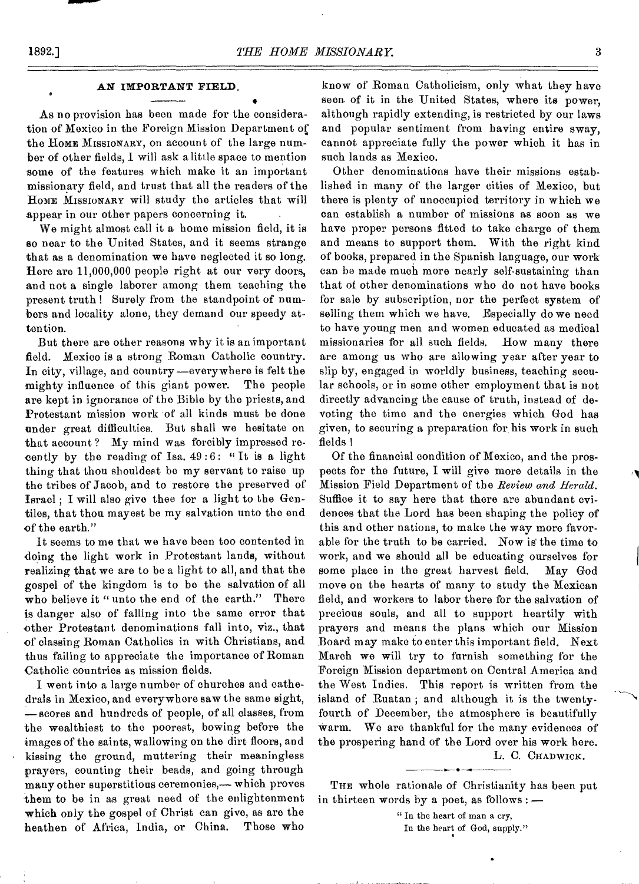## AN IMPORTANT FIELD.

As no provision has been made for the consideration of Mexico in the Foreign Mission Department of the HOME MISSIONARY, on account of the large number of other fields, I will ask a little space to mention some of the features which make it an important missionary field, and trust that all the readers of the HOME MISSIONARY will study the articles that will appear in our other papers concerning it.

We might almost call it a home mission field, it is so near to the United States, and it seems strange that as a denomination we have neglected it so long. Here are 11,000,000 people right at our very doors, and not a single laborer among them teaching the present truth! Surely from the standpoint of numbers and locality alone, they demand our speedy attention.

But there are other reasons why it is an important field. Mexico is a strong Roman Catholic country. In city, village, and country—everywhere is felt the mighty influence of this giant power. The people are kept in ignorance of the Bible by the priests, and Protestant mission work of all kinds must be done under great difficulties. But shall we hesitate on that account? My mind was forcibly impressed recently by the reading of Isa. 49:6: "It is a light thing that thou shouldest be my servant to raise up the tribes of Jacob, and to restore the preserved of Israel; I will also give thee for a light to the Gentiles, that thou mayest be my salvation unto the end of the earth."

It seems to me that we have been too contented in doing the light work in Protestant lands, without realizing that we are to be a light to all, and that the gospel of the kingdom is to be the salvation of all who believe it "unto the end of the earth." There is danger also of falling into the same error that other Protestant denominations fall into, viz., that of classing Roman Catholics in with Christians, and thus failing to appreciate the importance of Roman Catholic countries as mission fields.

I went into a large number of churches and cathedrals in Mexico, and everywhere saw the same sight,—scores and hundreds of people, of all classes, from the wealthiest to the poorest, bowing before the images of the saints, wallowing on the dirt floors, and kissing the ground, muttering their meaningless prayers, counting their beads, and going through many other superstitious ceremonies,—which proves them to be in as great need of the enlightenment which only the gospel of Christ can give, as are the heathen of Africa, India, or China. Those who know of Roman Catholicism, only what they have seen of it in the United States, where its power, although rapidly extending, is restricted by our laws and popular sentiment from having entire sway, cannot appreciate fully the power which it has in such lands as Mexico.

Other denominations have their missions established in many of the larger cities of Mexico, but there is plenty of unoccupied territory in which we can establish a number of missions as soon as we have proper persons fitted to take charge of them and means to support them. With the right kind of books, prepared in the Spanish language, our work can be made much more nearly self-sustaining than that of other denominations who do not have books for sale by subscription, nor the perfect system of selling them which we have. Especially do we need to have young men and women educated as medical missionaries for all such fields. How many there are among us who are allowing year after year to slip by, engaged in worldly business, teaching secular schools, or in some other employment that is not directly advancing the cause of truth, instead of devoting the time and the energies which God has given, to securing a preparation for his work in such fields!

Of the financial condition of Mexico, and the prospects for the future, I will give more details in the Mission Field Department of the *Review and Herald*. Suffice it to say here that there are abundant evidences that the Lord has been shaping the policy of this and other nations, to make the way more favorable for the truth to be carried. Now is the time to work, and we should all be educating ourselves for some place in the great harvest field. May God move on the hearts of many to study the Mexican field, and workers to labor there for the salvation of precious souls, and all to support heartily with prayers and means the plans which our Mission Board may make to enter this important field. Next March we will try to furnish something for the Foreign Mission department on Central America and the West Indies. This report is written from the island of Ruatan; and although it is the twenty-fourth of December, the atmosphere is beautifully warm. We are thankful for the many evidences of the prospering hand of the Lord over his work here.

L. C. CHADWICK.

---

THE whole rationale of Christianity has been put in thirteen words by a poet, as follows:—

"In the heart of man a cry,
In the heart of God, supply."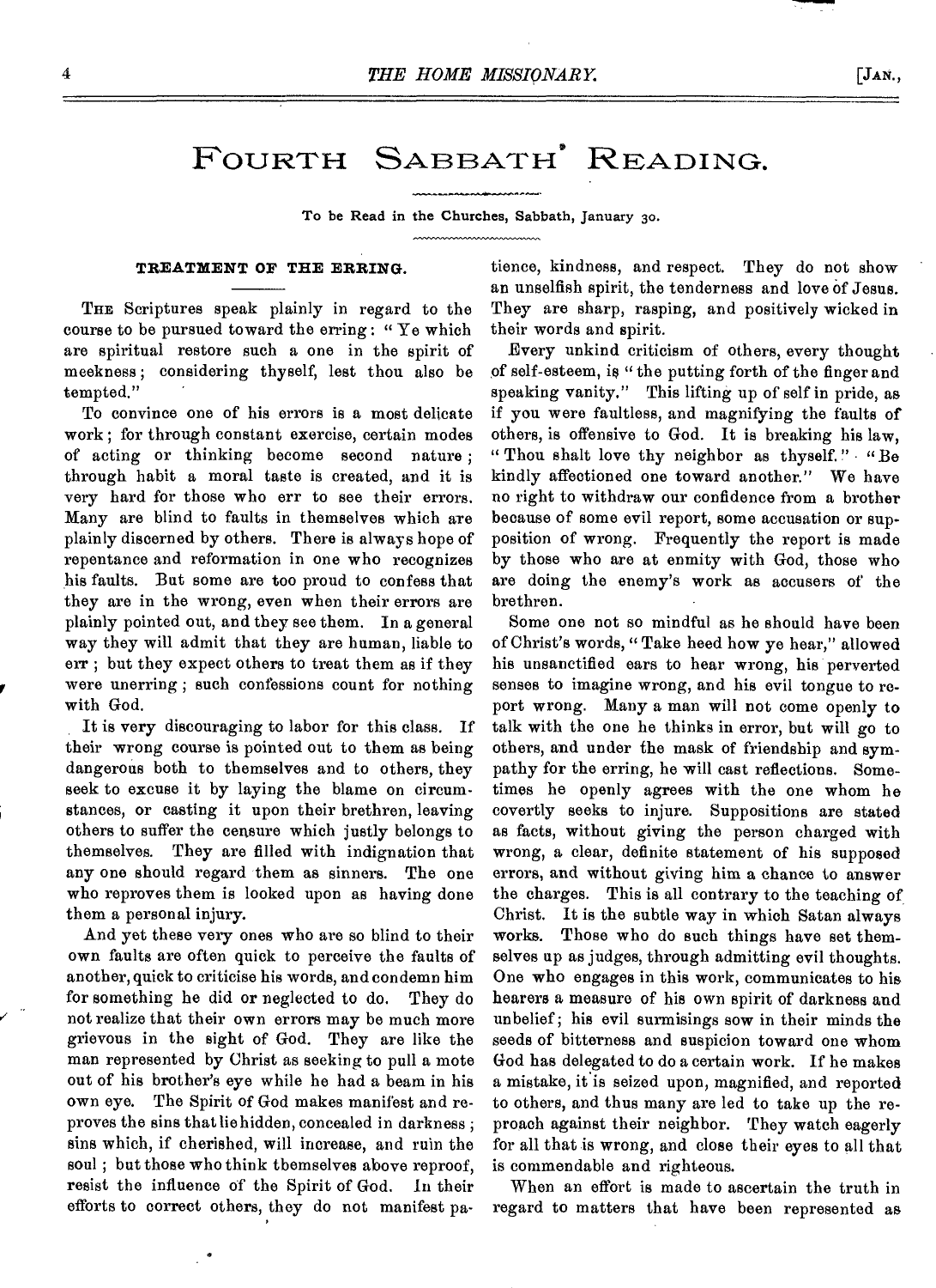# Fourth Sabbath Reading.

To be Read in the Churches, Sabbath, January 30.

### TREATMENT OF THE ERRING.

The Scriptures speak plainly in regard to the course to be pursued toward the erring: "Ye which are spiritual restore such a one in the spirit of meekness; considering thyself, lest thou also be tempted."

To convince one of his errors is a most delicate work; for through constant exercise, certain modes of acting or thinking become second nature; through habit a moral taste is created, and it is very hard for those who err to see their errors. Many are blind to faults in themselves which are plainly discerned by others. There is always hope of repentance and reformation in one who recognizes his faults. But some are too proud to confess that they are in the wrong, even when their errors are plainly pointed out, and they see them. In a general way they will admit that they are human, liable to err; but they expect others to treat them as if they were unerring; such confessions count for nothing with God.

It is very discouraging to labor for this class. If their wrong course is pointed out to them as being dangerous both to themselves and to others, they seek to excuse it by laying the blame on circumstances, or casting it upon their brethren, leaving others to suffer the censure which justly belongs to themselves. They are filled with indignation that any one should regard them as sinners. The one who reproves them is looked upon as having done them a personal injury.

And yet these very ones who are so blind to their own faults are often quick to perceive the faults of another, quick to criticise his words, and condemn him for something he did or neglected to do. They do not realize that their own errors may be much more grievous in the sight of God. They are like the man represented by Christ as seeking to pull a mote out of his brother's eye while he had a beam in his own eye. The Spirit of God makes manifest and reproves the sins that lie hidden, concealed in darkness; sins which, if cherished, will increase, and ruin the soul; but those who think themselves above reproof, resist the influence of the Spirit of God. In their efforts to correct others, they do not manifest patience, kindness, and respect. They do not show an unselfish spirit, the tenderness and love of Jesus. They are sharp, rasping, and positively wicked in their words and spirit.

Every unkind criticism of others, every thought of self-esteem, is "the putting forth of the finger and speaking vanity." This lifting up of self in pride, as if you were faultless, and magnifying the faults of others, is offensive to God. It is breaking his law, "Thou shalt love thy neighbor as thyself." "Be kindly affectioned one toward another." We have no right to withdraw our confidence from a brother because of some evil report, some accusation or supposition of wrong. Frequently the report is made by those who are at enmity with God, those who are doing the enemy's work as accusers of the brethren.

Some one not so mindful as he should have been of Christ's words, "Take heed how ye hear," allowed his unsanctified ears to hear wrong, his perverted senses to imagine wrong, and his evil tongue to report wrong. Many a man will not come openly to talk with the one he thinks in error, but will go to others, and under the mask of friendship and sympathy for the erring, he will cast reflections. Sometimes he openly agrees with the one whom he covertly seeks to injure. Suppositions are stated as facts, without giving the person charged with wrong, a clear, definite statement of his supposed errors, and without giving him a chance to answer the charges. This is all contrary to the teaching of Christ. It is the subtle way in which Satan always works. Those who do such things have set themselves up as judges, through admitting evil thoughts. One who engages in this work, communicates to his hearers a measure of his own spirit of darkness and unbelief; his evil surmisings sow in their minds the seeds of bitterness and suspicion toward one whom God has delegated to do a certain work. If he makes a mistake, it is seized upon, magnified, and reported to others, and thus many are led to take up the reproach against their neighbor. They watch eagerly for all that is wrong, and close their eyes to all that is commendable and righteous.

When an effort is made to ascertain the truth in regard to matters that have been represented as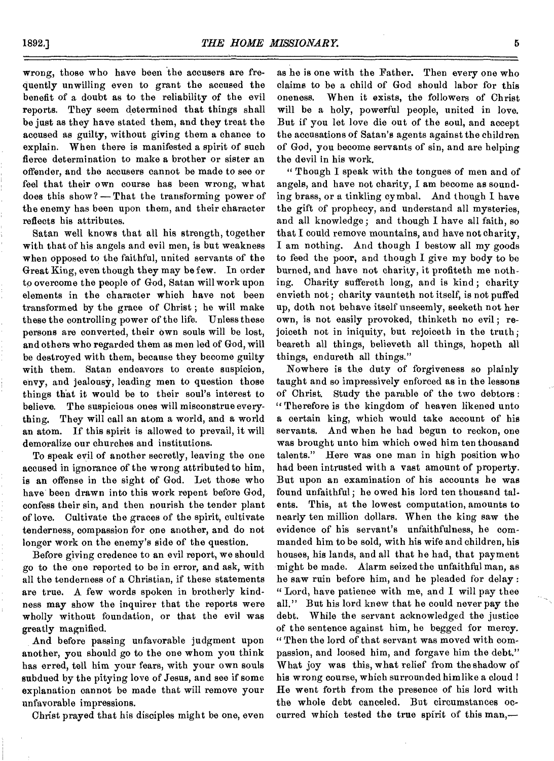wrong, those who have been the accusers are frequently unwilling even to grant the accused the benefit of a doubt as to the reliability of the evil reports. They seem determined that things shall be just as they have stated them, and they treat the accused as guilty, without giving them a chance to explain. When there is manifested a spirit of such fierce determination to make a brother or sister an offender, and the accusers cannot be made to see or feel that their own course has been wrong, what does this show? — That the transforming power of the enemy has been upon them, and their character reflects his attributes.

Satan well knows that all his strength, together with that of his angels and evil men, is but weakness when opposed to the faithful, united servants of the Great King, even though they may be few. In order to overcome the people of God, Satan will work upon elements in the character which have not been transformed by the grace of Christ; he will make these the controlling power of the life. Unless these persons are converted, their own souls will be lost, and others who regarded them as men led of God, will be destroyed with them, because they become guilty with them. Satan endeavors to create suspicion, envy, and jealousy, leading men to question those things that it would be to their soul's interest to believe. The suspicious ones will misconstrue everything. They will call an atom a world, and a world an atom. If this spirit is allowed to prevail, it will demoralize our churches and institutions.

To speak evil of another secretly, leaving the one accused in ignorance of the wrong attributed to him, is an offense in the sight of God. Let those who have been drawn into this work repent before God, confess their sin, and then nourish the tender plant of love. Cultivate the graces of the spirit, cultivate tenderness, compassion for one another, and do not longer work on the enemy's side of the question.

Before giving credence to an evil report, we should go to the one reported to be in error, and ask, with all the tenderness of a Christian, if these statements are true. A few words spoken in brotherly kindness may show the inquirer that the reports were wholly without foundation, or that the evil was greatly magnified.

And before passing unfavorable judgment upon another, you should go to the one whom you think has erred, tell him your fears, with your own souls subdued by the pitying love of Jesus, and see if some explanation cannot be made that will remove your unfavorable impressions.

Christ prayed that his disciples might be one, even as he is one with the Father. Then every one who claims to be a child of God should labor for this oneness. When it exists, the followers of Christ will be a holy, powerful people, united in love. But if you let love die out of the soul, and accept the accusations of Satan's agents against the children of God, you become servants of sin, and are helping the devil in his work.

"Though I speak with the tongues of men and of angels, and have not charity, I am become as sounding brass, or a tinkling cymbal. And though I have the gift of prophecy, and understand all mysteries, and all knowledge; and though I have all faith, so that I could remove mountains, and have not charity, I am nothing. And though I bestow all my goods to feed the poor, and though I give my body to be burned, and have not charity, it profiteth me nothing. Charity suffereth long, and is kind; charity envieth not; charity vaunteth not itself, is not puffed up, doth not behave itself unseemly, seeketh not her own, is not easily provoked, thinketh no evil; rejoiceth not in iniquity, but rejoiceth in the truth; beareth all things, believeth all things, hopeth all things, endureth all things."

Nowhere is the duty of forgiveness so plainly taught and so impressively enforced as in the lessons of Christ. Study the parable of the two debtors: "Therefore is the kingdom of heaven likened unto a certain king, which would take account of his servants. And when he had begun to reckon, one was brought unto him which owed him ten thousand talents." Here was one man in high position who had been intrusted with a vast amount of property. But upon an examination of his accounts he was found unfaithful; he owed his lord ten thousand talents. This, at the lowest computation, amounts to nearly ten million dollars. When the king saw the evidence of his servant's unfaithfulness, he commanded him to be sold, with his wife and children, his houses, his lands, and all that he had, that payment might be made. Alarm seized the unfaithful man, as he saw ruin before him, and he pleaded for delay: "Lord, have patience with me, and I will pay thee all." But his lord knew that he could never pay the debt. While the servant acknowledged the justice of the sentence against him, he begged for mercy. "Then the lord of that servant was moved with compassion, and loosed him, and forgave him the debt." What joy was this, what relief from the shadow of his wrong course, which surrounded him like a cloud! He went forth from the presence of his lord with the whole debt canceled. But circumstances occurred which tested the true spirit of this man,—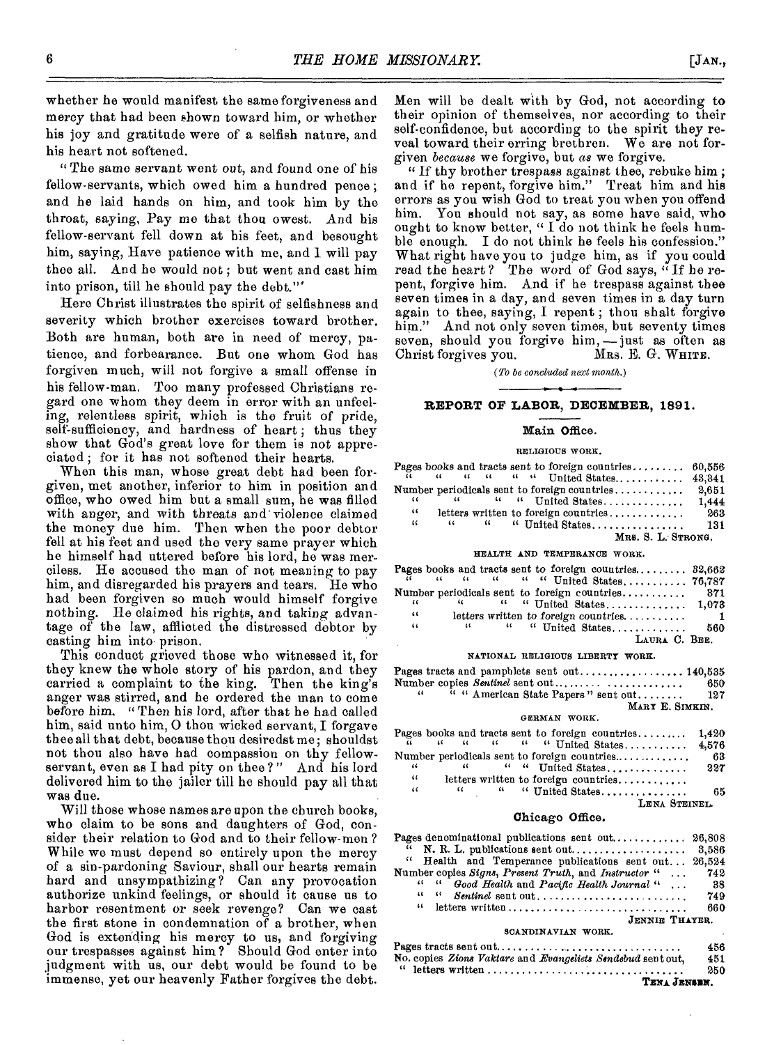whether he would manifest the same forgiveness and mercy that had been shown toward him, or whether his joy and gratitude were of a selfish nature, and his heart not softened.

"The same servant went out, and found one of his fellow-servants, which owed him a hundred pence; and he laid hands on him, and took him by the throat, saying, Pay me that thou owest. And his fellow-servant fell down at his feet, and besought him, saying, Have patience with me, and I will pay thee all. And he would not; but went and cast him into prison, till he should pay the debt.'"

Here Christ illustrates the spirit of selfishness and severity which brother exercises toward brother. Both are human, both are in need of mercy, patience, and forbearance. But one whom God has forgiven much, will not forgive a small offense in his fellow-man. Too many professed Christians regard one whom they deem in error with an unfeeling, relentless spirit, which is the fruit of pride, self-sufficiency, and hardness of heart; thus they show that God's great love for them is not appreciated; for it has not softened their hearts.

When this man, whose great debt had been forgiven, met another, inferior to him in position and office, who owed him but a small sum, he was filled with anger, and with threats and violence claimed the money due him. Then when the poor debtor fell at his feet and used the very same prayer which he himself had uttered before his lord, he was merciless. He accused the man of not meaning to pay him, and disregarded his prayers and tears. He who had been forgiven so much would himself forgive nothing. He claimed his rights, and taking advantage of the law, afflicted the distressed debtor by casting him into prison.

This conduct grieved those who witnessed it, for they knew the whole story of his pardon, and they carried a complaint to the king. Then the king's anger was stirred, and he ordered the man to come before him. "Then his lord, after that he had called him, said unto him, O thou wicked servant, I forgave thee all that debt, because thou desiredst me; shouldst not thou also have had compassion on thy fellow-servant, even as I had pity on thee?" And his lord delivered him to the jailer till he should pay all that was due.

Will those whose names are upon the church books, who claim to be sons and daughters of God, consider their relation to God and to their fellow-men? While we must depend so entirely upon the mercy of a sin-pardoning Saviour, shall our hearts remain hard and unsympathizing? Can any provocation authorize unkind feelings, or should it cause us to harbor resentment or seek revenge? Can we cast the first stone in condemnation of a brother, when God is extending his mercy to us, and forgiving our trespasses against him? Should God enter into judgment with us, our debt would be found to be immense, yet our heavenly Father forgives the debt. Men will be dealt with by God, not according to their opinion of themselves, nor according to their self-confidence, but according to the spirit they reveal toward their erring brethren. We are not forgiven *because* we forgive, but *as* we forgive.

"If thy brother trespass against thee, rebuke him; and if he repent, forgive him." Treat him and his errors as you wish God to treat you when you offend him. You should not say, as some have said, who ought to know better, "I do not think he feels humble enough. I do not think he feels his confession." What right have you to judge him, as if you could read the heart? The word of God says, "If he repent, forgive him. And if he trespass against thee seven times in a day, and seven times in a day turn again to thee, saying, I repent; thou shalt forgive him." And not only seven times, but seventy times seven, should you forgive him, — just as often as Christ forgives you. MRS. E. G. WHITE.

*(To be concluded next month.)*

## REPORT OF LABOR, DECEMBER, 1891.

### Main Office.

RELIGIOUS WORK.

| | |
|---|---|
| Pages books and tracts sent to foreign countries | 60,556 |
| " " " " " " United States | 43,341 |
| Number periodicals sent to foreign countries | 2,651 |
| " " " " United States | 1,444 |
| " letters written to foreign countries | 263 |
| " " " " United States | 131 |

MRS. S. L. STRONG.

HEALTH AND TEMPERANCE WORK.

| | |
|---|---|
| Pages books and tracts sent to foreign countries | 32,662 |
| " " " " " " United States | 76,787 |
| Number periodicals sent to foreign countries | 371 |
| " " " " United States | 1,073 |
| " letters written to foreign countries | 1 |
| " " " " United States | 560 |

LAURA C. BEE.

NATIONAL RELIGIOUS LIBERTY WORK.

| | |
|---|---|
| Pages tracts and pamphlets sent out | 140,535 |
| Number copies *Sentinel* sent out | 650 |
| " " " American State Papers" sent out | 127 |

MARY E. SIMKIN.

GERMAN WORK.

| | |
|---|---|
| Pages books and tracts sent to foreign countries | 1,420 |
| " " " " " " United States | 4,576 |
| Number periodicals sent to foreign countries | 63 |
| " " " " United States | 227 |
| " letters written to foreign countries | |
| " " " " United States | 65 |

LENA STEINEL.

### Chicago Office.

| | |
|---|---|
| Pages denominational publications sent out | 26,808 |
| " N. R. L. publications sent out | 3,586 |
| " Health and Temperance publications sent out | 26,524 |
| Number copies *Signs*, *Present Truth*, and *Instructor* " | 742 |
| " " *Good Health* and *Pacific Health Journal* " | 38 |
| " " *Sentinel* sent out | 749 |
| " letters written | 660 |

JENNIE THAYER.

SCANDINAVIAN WORK.

| | |
|---|---|
| Pages tracts sent out | 456 |
| No. copies *Zions Vaktare* and *Evangeliets Sendebud* sent out, | 451 |
| " letters written | 250 |

TENA JENSEN.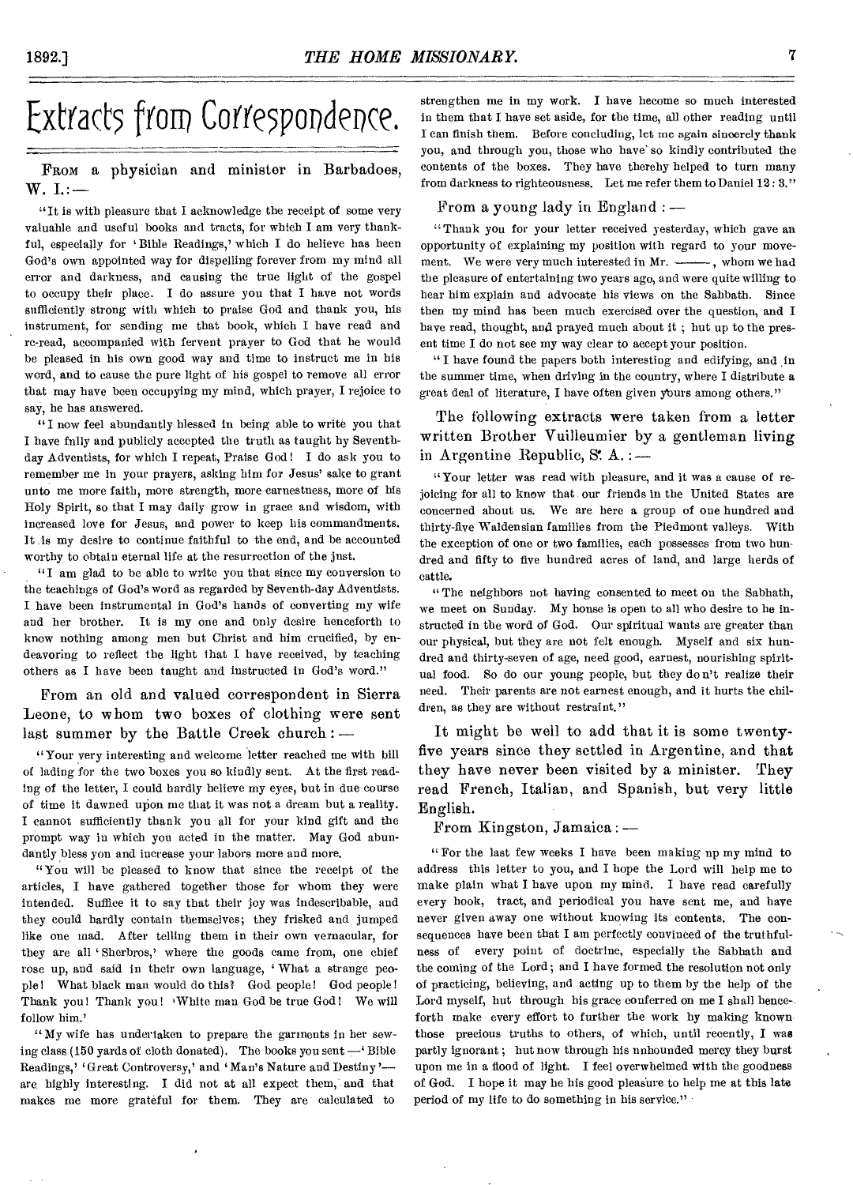# Extracts from Correspondence.

FROM a physician and minister in Barbadoes, W. I.:—

"It is with pleasure that I acknowledge the receipt of some very valuable and useful books and tracts, for which I am very thankful, especially for 'Bible Readings,' which I do believe has been God's own appointed way for dispelling forever from my mind all error and darkness, and causing the true light of the gospel to occupy their place. I do assure you that I have not words sufficiently strong with which to praise God and thank you, his instrument, for sending me that book, which I have read and re-read, accompanied with fervent prayer to God that he would be pleased in his own good way and time to instruct me in his word, and to cause the pure light of his gospel to remove all error that may have been occupying my mind, which prayer, I rejoice to say, he has answered.

"I now feel abundantly blessed in being able to write you that I have fully and publicly accepted the truth as taught by Seventh-day Adventists, for which I repeat, Praise God! I do ask you to remember me in your prayers, asking him for Jesus' sake to grant unto me more faith, more strength, more earnestness, more of his Holy Spirit, so that I may daily grow in grace and wisdom, with increased love for Jesus, and power to keep his commandments. It is my desire to continue faithful to the end, and be accounted worthy to obtain eternal life at the resurrection of the just.

"I am glad to be able to write you that since my conversion to the teachings of God's word as regarded by Seventh-day Adventists. I have been instrumental in God's hands of converting my wife and her brother. It is my one and only desire henceforth to know nothing among men but Christ and him crucified, by endeavoring to reflect the light that I have received, by teaching others as I have been taught and instructed in God's word."

From an old and valued correspondent in Sierra Leone, to whom two boxes of clothing were sent last summer by the Battle Creek church:—

"Your very interesting and welcome letter reached me with bill of lading for the two boxes you so kindly sent. At the first reading of the letter, I could hardly believe my eyes, but in due course of time it dawned upon me that it was not a dream but a reality. I cannot sufficiently thank you all for your kind gift and the prompt way in which you acted in the matter. May God abundantly bless you and increase your labors more and more.

"You will be pleased to know that since the receipt of the articles, I have gathered together those for whom they were intended. Suffice it to say that their joy was indescribable, and they could hardly contain themselves; they frisked and jumped like one mad. After telling them in their own vernacular, for they are all 'Sherbros,' where the goods came from, one chief rose up, and said in their own language, 'What a strange people! What black man would do this? God people! God people! Thank you! Thank you! 'White man God be true God! We will follow him.'

"My wife has undertaken to prepare the garments in her sewing class (150 yards of cloth donated). The books you sent—'Bible Readings,' 'Great Controversy,' and 'Man's Nature and Destiny'—are highly interesting. I did not at all expect them, and that makes me more grateful for them. They are calculated to strengthen me in my work. I have become so much interested in them that I have set aside, for the time, all other reading until I can finish them. Before concluding, let me again sincerely thank you, and through you, those who have so kindly contributed the contents of the boxes. They have thereby helped to turn many from darkness to righteousness. Let me refer them to Daniel 12:3."

From a young lady in England:—

"Thank you for your letter received yesterday, which gave an opportunity of explaining my position with regard to your movement. We were very much interested in Mr. ———, whom we had the pleasure of entertaining two years ago, and were quite willing to hear him explain and advocate his views on the Sabbath. Since then my mind has been much exercised over the question, and I have read, thought, and prayed much about it; but up to the present time I do not see my way clear to accept your position.

"I have found the papers both interesting and edifying, and in the summer time, when driving in the country, where I distribute a great deal of literature, I have often given yours among others."

The following extracts were taken from a letter written Brother Vuilleumier by a gentleman living in Argentine Republic, S. A.:—

"Your letter was read with pleasure, and it was a cause of rejoicing for all to know that our friends in the United States are concerned about us. We are here a group of one hundred and thirty-five Waldensian families from the Piedmont valleys. With the exception of one or two families, each possesses from two hundred and fifty to five hundred acres of land, and large herds of cattle.

"The neighbors not having consented to meet on the Sabbath, we meet on Sunday. My house is open to all who desire to be instructed in the word of God. Our spiritual wants are greater than our physical, but they are not felt enough. Myself and six hundred and thirty-seven of age, need good, earnest, nourishing spiritual food. So do our young people, but they don't realize their need. Their parents are not earnest enough, and it hurts the children, as they are without restraint."

It might be well to add that it is some twenty-five years since they settled in Argentine, and that they have never been visited by a minister. They read French, Italian, and Spanish, but very little English.

From Kingston, Jamaica:—

"For the last few weeks I have been making up my mind to address this letter to you, and I hope the Lord will help me to make plain what I have upon my mind. I have read carefully every book, tract, and periodical you have sent me, and have never given away one without knowing its contents. The consequences have been that I am perfectly convinced of the truthfulness of every point of doctrine, especially the Sabbath and the coming of the Lord; and I have formed the resolution not only of practicing, believing, and acting up to them by the help of the Lord myself, but through his grace conferred on me I shall henceforth make every effort to further the work by making known those precious truths to others, of which, until recently, I was partly ignorant; but now through his unbounded mercy they burst upon me in a flood of light. I feel overwhelmed with the goodness of God. I hope it may be his good pleasure to help me at this late period of my life to do something in his service."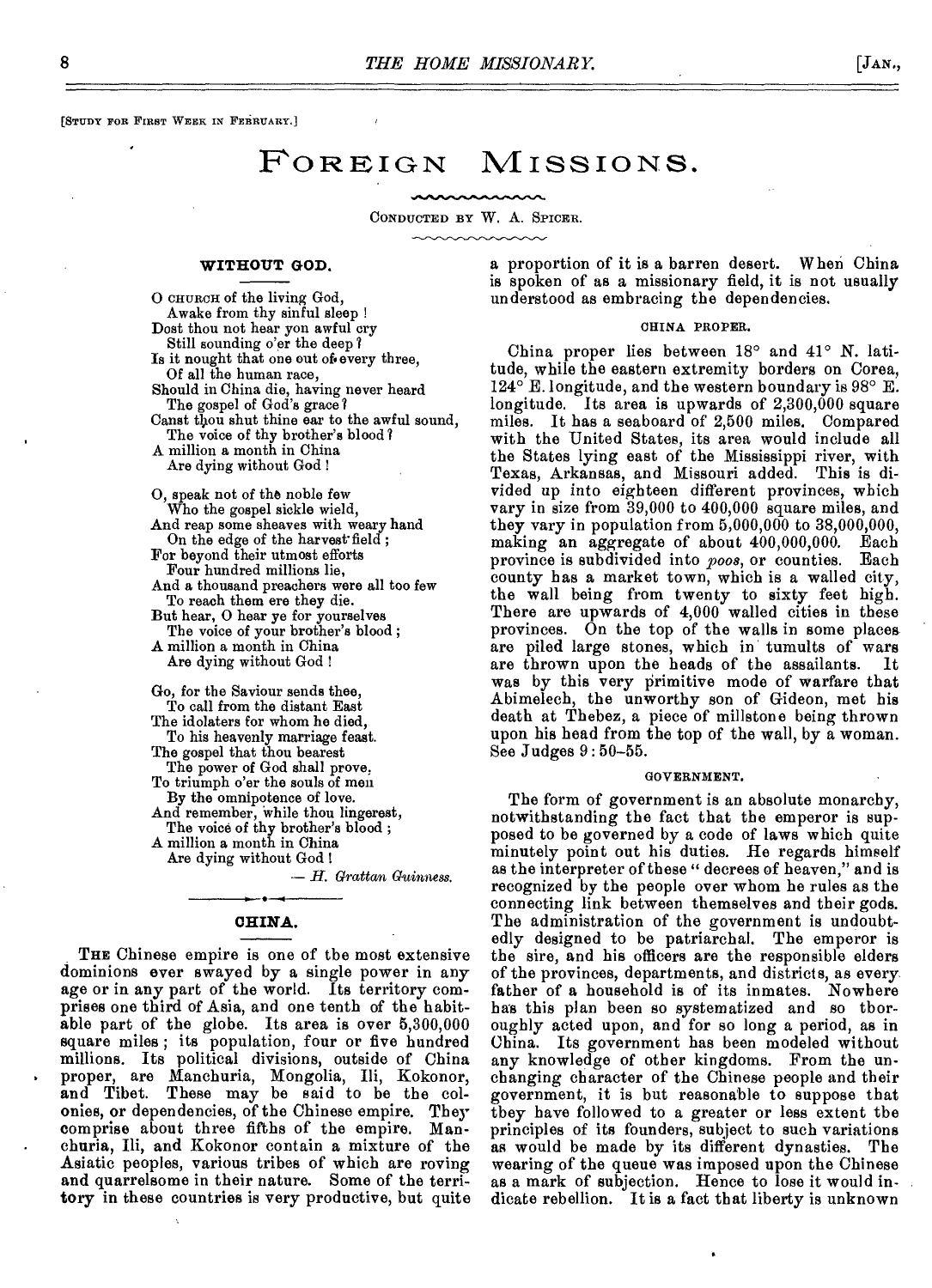[STUDY FOR FIRST WEEK IN FEBRUARY.]

# FOREIGN MISSIONS.

CONDUCTED BY W. A. SPICER.

## WITHOUT GOD.

O CHURCH of the living God,
  Awake from thy sinful sleep!
Dost thou not hear yon awful cry
  Still sounding o'er the deep?
Is it nought that one out of every three,
  Of all the human race,
Should in China die, having never heard
  The gospel of God's grace?
Canst thou shut thine ear to the awful sound,
  The voice of thy brother's blood?
A million a month in China
  Are dying without God!

O, speak not of the noble few
  Who the gospel sickle wield,
And reap some sheaves with weary hand
  On the edge of the harvest field;
For beyond their utmost efforts
  Four hundred millions lie,
And a thousand preachers were all too few
  To reach them ere they die.
But hear, O hear ye for yourselves
  The voice of your brother's blood;
A million a month in China
  Are dying without God!

Go, for the Saviour sends thee,
  To call from the distant East
The idolaters for whom he died,
  To his heavenly marriage feast.
The gospel that thou bearest
  The power of God shall prove,
To triumph o'er the souls of men
  By the omnipotence of love.
And remember, while thou lingerest,
  The voice of thy brother's blood;
A million a month in China
  Are dying without God!

— *H. Grattan Guinness.*

## CHINA.

THE Chinese empire is one of the most extensive dominions ever swayed by a single power in any age or in any part of the world. Its territory comprises one third of Asia, and one tenth of the habitable part of the globe. Its area is over 5,300,000 square miles; its population, four or five hundred millions. Its political divisions, outside of China proper, are Manchuria, Mongolia, Ili, Kokonor, and Tibet. These may be said to be the colonies, or dependencies, of the Chinese empire. They comprise about three fifths of the empire. Manchuria, Ili, and Kokonor contain a mixture of the Asiatic peoples, various tribes of which are roving and quarrelsome in their nature. Some of the territory in these countries is very productive, but quite a proportion of it is a barren desert. When China is spoken of as a missionary field, it is not usually understood as embracing the dependencies.

### CHINA PROPER.

China proper lies between 18° and 41° N. latitude, while the eastern extremity borders on Corea, 124° E. longitude, and the western boundary is 98° E. longitude. Its area is upwards of 2,300,000 square miles. It has a seaboard of 2,500 miles. Compared with the United States, its area would include all the States lying east of the Mississippi river, with Texas, Arkansas, and Missouri added. This is divided up into eighteen different provinces, which vary in size from 39,000 to 400,000 square miles, and they vary in population from 5,000,000 to 38,000,000, making an aggregate of about 400,000,000. Each province is subdivided into *poos*, or counties. Each county has a market town, which is a walled city, the wall being from twenty to sixty feet high. There are upwards of 4,000 walled cities in these provinces. On the top of the walls in some places are piled large stones, which in tumults of wars are thrown upon the heads of the assailants. It was by this very primitive mode of warfare that Abimelech, the unworthy son of Gideon, met his death at Thebez, a piece of millstone being thrown upon his head from the top of the wall, by a woman. See Judges 9:50–55.

### GOVERNMENT.

The form of government is an absolute monarchy, notwithstanding the fact that the emperor is supposed to be governed by a code of laws which quite minutely point out his duties. He regards himself as the interpreter of these "decrees of heaven," and is recognized by the people over whom he rules as the connecting link between themselves and their gods. The administration of the government is undoubtedly designed to be patriarchal. The emperor is the sire, and his officers are the responsible elders of the provinces, departments, and districts, as every father of a household is of its inmates. Nowhere has this plan been so systematized and so thoroughly acted upon, and for so long a period, as in China. Its government has been modeled without any knowledge of other kingdoms. From the unchanging character of the Chinese people and their government, it is but reasonable to suppose that they have followed to a greater or less extent the principles of its founders, subject to such variations as would be made by its different dynasties. The wearing of the queue was imposed upon the Chinese as a mark of subjection. Hence to lose it would indicate rebellion. It is a fact that liberty is unknown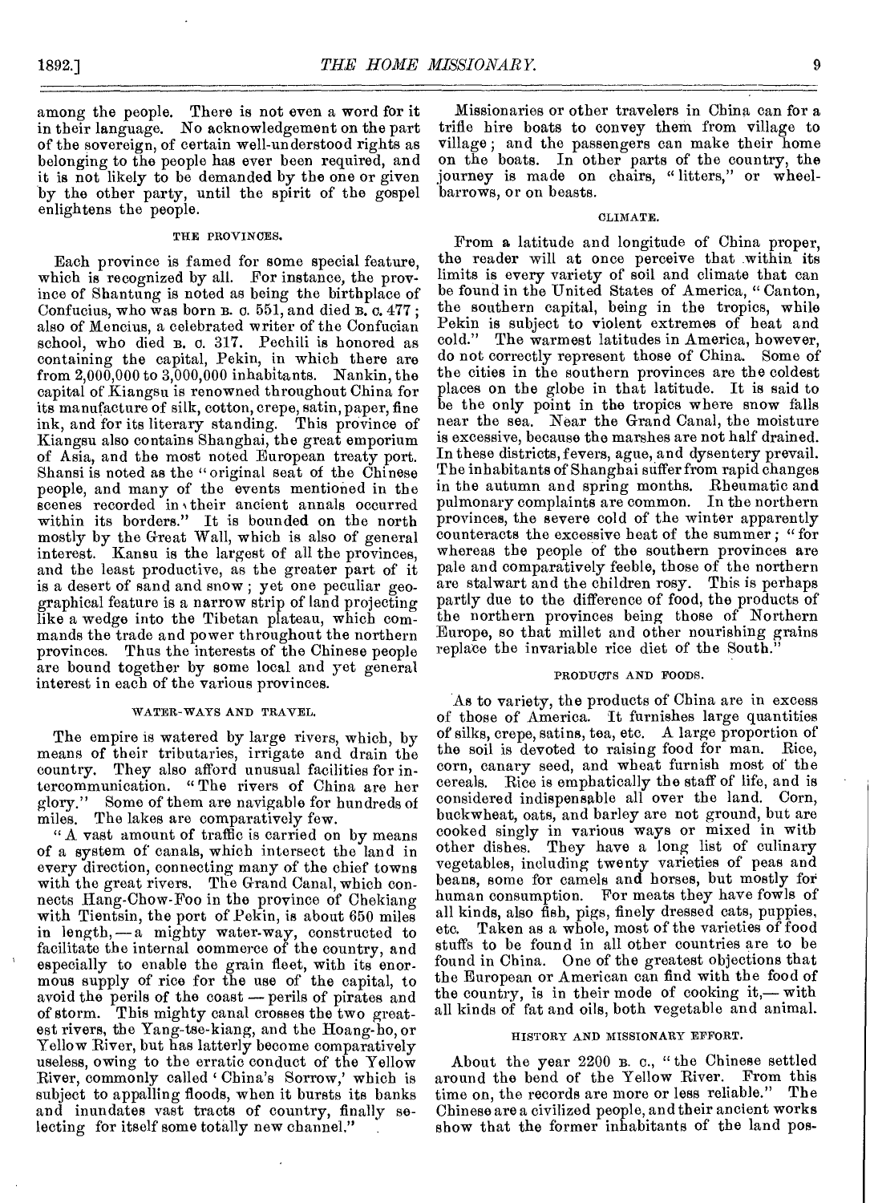among the people. There is not even a word for it in their language. No acknowledgement on the part of the sovereign, of certain well-understood rights as belonging to the people has ever been required, and it is not likely to be demanded by the one or given by the other party, until the spirit of the gospel enlightens the people.

### THE PROVINCES.

Each province is famed for some special feature, which is recognized by all. For instance, the province of Shantung is noted as being the birthplace of Confucius, who was born B. C. 551, and died B. C. 477; also of Mencius, a celebrated writer of the Confucian school, who died B. C. 317. Pechili is honored as containing the capital, Pekin, in which there are from 2,000,000 to 3,000,000 inhabitants. Nankin, the capital of Kiangsu is renowned throughout China for its manufacture of silk, cotton, crepe, satin, paper, fine ink, and for its literary standing. This province of Kiangsu also contains Shanghai, the great emporium of Asia, and the most noted European treaty port. Shansi is noted as the "original seat of the Chinese people, and many of the events mentioned in the scenes recorded in their ancient annals occurred within its borders." It is bounded on the north mostly by the Great Wall, which is also of general interest. Kansu is the largest of all the provinces, and the least productive, as the greater part of it is a desert of sand and snow; yet one peculiar geographical feature is a narrow strip of land projecting like a wedge into the Tibetan plateau, which commands the trade and power throughout the northern provinces. Thus the interests of the Chinese people are bound together by some local and yet general interest in each of the various provinces.

### WATER-WAYS AND TRAVEL.

The empire is watered by large rivers, which, by means of their tributaries, irrigate and drain the country. They also afford unusual facilities for intercommunication. "The rivers of China are her glory." Some of them are navigable for hundreds of miles. The lakes are comparatively few.

"A vast amount of traffic is carried on by means of a system of canals, which intersect the land in every direction, connecting many of the chief towns with the great rivers. The Grand Canal, which connects Hang-Chow-Foo in the province of Chekiang with Tientsin, the port of Pekin, is about 650 miles in length,—a mighty water-way, constructed to facilitate the internal commerce of the country, and especially to enable the grain fleet, with its enormous supply of rice for the use of the capital, to avoid the perils of the coast — perils of pirates and of storm. This mighty canal crosses the two greatest rivers, the Yang-tse-kiang, and the Hoang-ho, or Yellow River, but has latterly become comparatively useless, owing to the erratic conduct of the Yellow River, commonly called 'China's Sorrow,' which is subject to appalling floods, when it bursts its banks and inundates vast tracts of country, finally selecting for itself some totally new channel."

Missionaries or other travelers in China can for a trifle hire boats to convey them from village to village; and the passengers can make their home on the boats. In other parts of the country, the journey is made on chairs, "litters," or wheelbarrows, or on beasts.

### CLIMATE.

From a latitude and longitude of China proper, the reader will at once perceive that within its limits is every variety of soil and climate that can be found in the United States of America, "Canton, the southern capital, being in the tropics, while Pekin is subject to violent extremes of heat and cold." The warmest latitudes in America, however, do not correctly represent those of China. Some of the cities in the southern provinces are the coldest places on the globe in that latitude. It is said to be the only point in the tropics where snow falls near the sea. Near the Grand Canal, the moisture is excessive, because the marshes are not half drained. In these districts, fevers, ague, and dysentery prevail. The inhabitants of Shanghai suffer from rapid changes in the autumn and spring months. Rheumatic and pulmonary complaints are common. In the northern provinces, the severe cold of the winter apparently counteracts the excessive heat of the summer; "for whereas the people of the southern provinces are pale and comparatively feeble, those of the northern are stalwart and the children rosy. This is perhaps partly due to the difference of food, the products of the northern provinces being those of Northern Europe, so that millet and other nourishing grains replace the invariable rice diet of the South."

### PRODUCTS AND FOODS.

As to variety, the products of China are in excess of those of America. It furnishes large quantities of silks, crepe, satins, tea, etc. A large proportion of the soil is devoted to raising food for man. Rice, corn, canary seed, and wheat furnish most of the cereals. Rice is emphatically the staff of life, and is considered indispensable all over the land. Corn, buckwheat, oats, and barley are not ground, but are cooked singly in various ways or mixed in with other dishes. They have a long list of culinary vegetables, including twenty varieties of peas and beans, some for camels and horses, but mostly for human consumption. For meats they have fowls of all kinds, also fish, pigs, finely dressed cats, puppies, etc. Taken as a whole, most of the varieties of food stuffs to be found in all other countries are to be found in China. One of the greatest objections that the European or American can find with the food of the country, is in their mode of cooking it,— with all kinds of fat and oils, both vegetable and animal.

### HISTORY AND MISSIONARY EFFORT.

About the year 2200 B. C., "the Chinese settled around the bend of the Yellow River. From this time on, the records are more or less reliable." The Chinese are a civilized people, and their ancient works show that the former inhabitants of the land pos-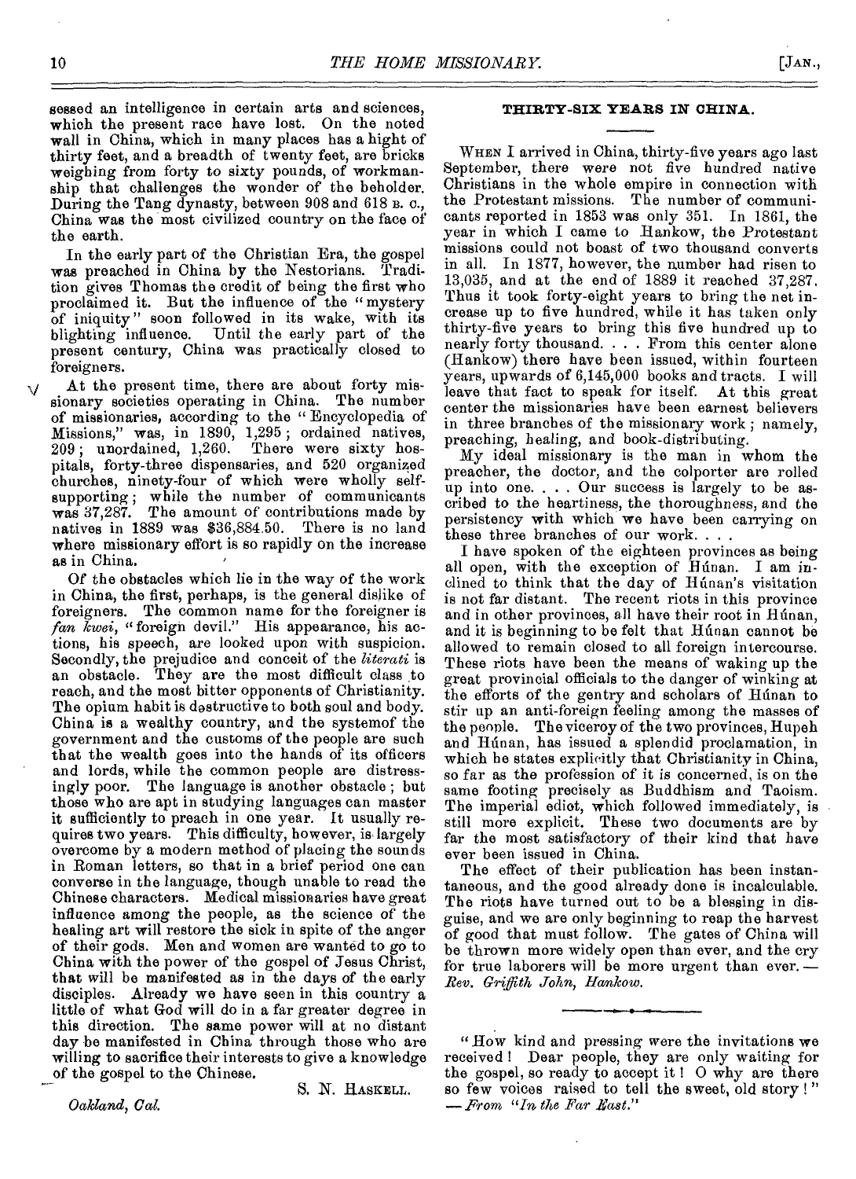sessed an intelligence in certain arts and sciences, which the present race have lost. On the noted wall in China, which in many places has a hight of thirty feet, and a breadth of twenty feet, are bricks weighing from forty to sixty pounds, of workmanship that challenges the wonder of the beholder. During the Tang dynasty, between 908 and 618 B. C., China was the most civilized country on the face of the earth.

In the early part of the Christian Era, the gospel was preached in China by the Nestorians. Tradition gives Thomas the credit of being the first who proclaimed it. But the influence of the "mystery of iniquity" soon followed in its wake, with its blighting influence. Until the early part of the present century, China was practically closed to foreigners.

At the present time, there are about forty missionary societies operating in China. The number of missionaries, according to the "Encyclopedia of Missions," was, in 1890, 1,295; ordained natives, 209; unordained, 1,260. There were sixty hospitals, forty-three dispensaries, and 520 organized churches, ninety-four of which were wholly self-supporting; while the number of communicants was 37,287. The amount of contributions made by natives in 1889 was $36,884.50. There is no land where missionary effort is so rapidly on the increase as in China.

Of the obstacles which lie in the way of the work in China, the first, perhaps, is the general dislike of foreigners. The common name for the foreigner is *fan kwei*, "foreign devil." His appearance, his actions, his speech, are looked upon with suspicion. Secondly, the prejudice and conceit of the *literati* is an obstacle. They are the most difficult class to reach, and the most bitter opponents of Christianity. The opium habit is destructive to both soul and body. China is a wealthy country, and the systemof the government and the customs of the people are such that the wealth goes into the hands of its officers and lords, while the common people are distressingly poor. The language is another obstacle; but those who are apt in studying languages can master it sufficiently to preach in one year. It usually requires two years. This difficulty, however, is largely overcome by a modern method of placing the sounds in Roman letters, so that in a brief period one can converse in the language, though unable to read the Chinese characters. Medical missionaries have great influence among the people, as the science of the healing art will restore the sick in spite of the anger of their gods. Men and women are wanted to go to China with the power of the gospel of Jesus Christ, that will be manifested as in the days of the early disciples. Already we have seen in this country a little of what God will do in a far greater degree in this direction. The same power will at no distant day be manifested in China through those who are willing to sacrifice their interests to give a knowledge of the gospel to the Chinese.

S. N. HASKELL.

*Oakland, Cal.*

## THIRTY-SIX YEARS IN CHINA.

WHEN I arrived in China, thirty-five years ago last September, there were not five hundred native Christians in the whole empire in connection with the Protestant missions. The number of communicants reported in 1853 was only 351. In 1861, the year in which I came to Hankow, the Protestant missions could not boast of two thousand converts in all. In 1877, however, the number had risen to 13,035, and at the end of 1889 it reached 37,287. Thus it took forty-eight years to bring the net increase up to five hundred, while it has taken only thirty-five years to bring this five hundred up to nearly forty thousand. . . . From this center alone (Hankow) there have been issued, within fourteen years, upwards of 6,145,000 books and tracts. I will leave that fact to speak for itself. At this great center the missionaries have been earnest believers in three branches of the missionary work; namely, preaching, healing, and book-distributing.

My ideal missionary is the man in whom the preacher, the doctor, and the colporter are rolled up into one. . . . Our success is largely to be ascribed to the heartiness, the thoroughness, and the persistency with which we have been carrying on these three branches of our work. . . .

I have spoken of the eighteen provinces as being all open, with the exception of Húnan. I am inclined to think that the day of Húnan's visitation is not far distant. The recent riots in this province and in other provinces, all have their root in Húnan, and it is beginning to be felt that Húnan cannot be allowed to remain closed to all foreign intercourse. These riots have been the means of waking up the great provincial officials to the danger of winking at the efforts of the gentry and scholars of Húnan to stir up an anti-foreign feeling among the masses of the people. The viceroy of the two provinces, Hupeh and Húnan, has issued a splendid proclamation, in which he states explicitly that Christianity in China, so far as the profession of it is concerned, is on the same footing precisely as Buddhism and Taoism. The imperial edict, which followed immediately, is still more explicit. These two documents are by far the most satisfactory of their kind that have ever been issued in China.

The effect of their publication has been instantaneous, and the good already done is incalculable. The riots have turned out to be a blessing in disguise, and we are only beginning to reap the harvest of good that must follow. The gates of China will be thrown more widely open than ever, and the cry for true laborers will be more urgent than ever.—*Rev. Griffith John, Hankow.*

---

"How kind and pressing were the invitations we received! Dear people, they are only waiting for the gospel, so ready to accept it! O why are there so few voices raised to tell the sweet, old story!" —*From "In the Far East."*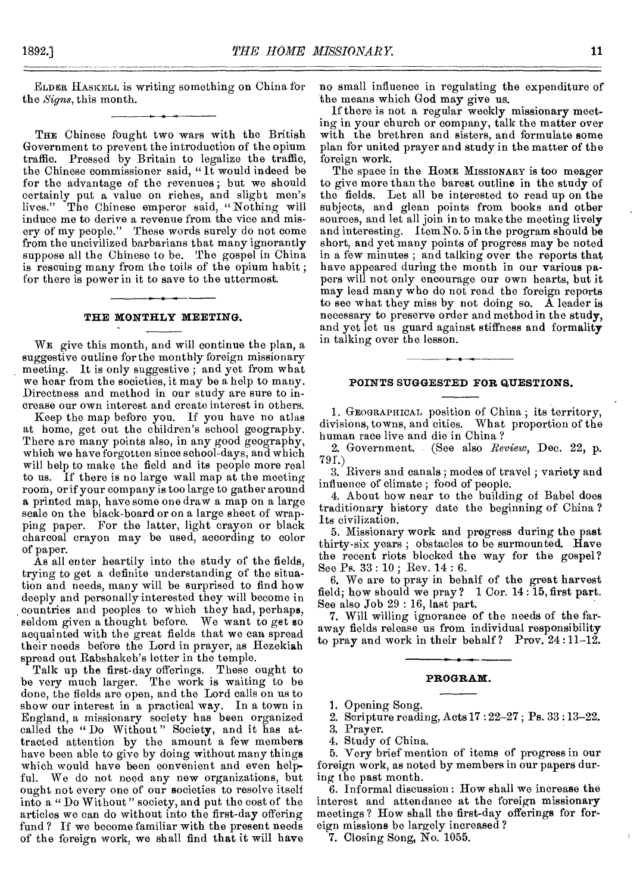ELDER HASKELL is writing something on China for the *Signs*, this month.

THE Chinese fought two wars with the British Government to prevent the introduction of the opium traffic. Pressed by Britain to legalize the traffic, the Chinese commissioner said, "It would indeed be for the advantage of the revenues; but we should certainly put a value on riches, and slight men's lives." The Chinese emperor said, "Nothing will induce me to derive a revenue from the vice and misery of my people." These words surely do not come from the uncivilized barbarians that many ignorantly suppose all the Chinese to be. The gospel in China is rescuing many from the toils of the opium habit; for there is power in it to save to the uttermost.

## THE MONTHLY MEETING.

WE give this month, and will continue the plan, a suggestive outline for the monthly foreign missionary meeting. It is only suggestive; and yet from what we hear from the societies, it may be a help to many. Directness and method in our study are sure to increase our own interest and create interest in others.

Keep the map before you. If you have no atlas at home, get out the children's school geography. There are many points also, in any good geography, which we have forgotten since school-days, and which will help to make the field and its people more real to us. If there is no large wall map at the meeting room, or if your company is too large to gather around a printed map, have some one draw a map on a large scale on the black-board or on a large sheet of wrapping paper. For the latter, light crayon or black charcoal crayon may be used, according to color of paper.

As all enter heartily into the study of the fields, trying to get a definite understanding of the situation and needs, many will be surprised to find how deeply and personally interested they will become in countries and peoples to which they had, perhaps, seldom given a thought before. We want to get so acquainted with the great fields that we can spread their needs before the Lord in prayer, as Hezekiah spread out Rabshakeh's letter in the temple.

Talk up the first-day offerings. These ought to be very much larger. The work is waiting to be done, the fields are open, and the Lord calls on us to show our interest in a practical way. In a town in England, a missionary society has been organized called the "Do Without" Society, and it has attracted attention by the amount a few members have been able to give by doing without many things which would have been convenient and even helpful. We do not need any new organizations, but ought not every one of our societies to resolve itself into a "Do Without" society, and put the cost of the articles we can do without into the first-day offering fund? If we become familiar with the present needs of the foreign work, we shall find that it will have no small influence in regulating the expenditure of the means which God may give us.

If there is not a regular weekly missionary meeting in your church or company, talk the matter over with the brethren and sisters, and formulate some plan for united prayer and study in the matter of the foreign work.

The space in the HOME MISSIONARY is too meager to give more than the barest outline in the study of the fields. Let all be interested to read up on the subjects, and glean points from books and other sources, and let all join in to make the meeting lively and interesting. Item No. 5 in the program should be short, and yet many points of progress may be noted in a few minutes; and talking over the reports that have appeared during the month in our various papers will not only encourage our own hearts, but it may lead many who do not read the foreign reports to see what they miss by not doing so. A leader is necessary to preserve order and method in the study, and yet let us guard against stiffness and formality in talking over the lesson.

## POINTS SUGGESTED FOR QUESTIONS.

1. GEOGRAPHICAL position of China; its territory, divisions, towns, and cities. What proportion of the human race live and die in China?
2. Government. (See also *Review*, Dec. 22, p. 791.)
3. Rivers and canals; modes of travel; variety and influence of climate; food of people.
4. About how near to the building of Babel does traditionary history date the beginning of China? Its civilization.
5. Missionary work and progress during the past thirty-six years; obstacles to be surmounted. Have the recent riots blocked the way for the gospel? See Ps. 33 : 10; Rev. 14 : 6.
6. We are to pray in behalf of the great harvest field; how should we pray? 1 Cor. 14 : 15, first part. See also Job 29 : 16, last part.
7. Will willing ignorance of the needs of the far-away fields release us from individual responsibility to pray and work in their behalf? Prov. 24 : 11–12.

## PROGRAM.

1. Opening Song.
2. Scripture reading, Acts 17 : 22–27; Ps. 33 : 13–22.
3. Prayer.
4. Study of China.
5. Very brief mention of items of progress in our foreign work, as noted by members in our papers during the past month.
6. Informal discussion: How shall we increase the interest and attendance at the foreign missionary meetings? How shall the first-day offerings for foreign missions be largely increased?
7. Closing Song, No. 1055.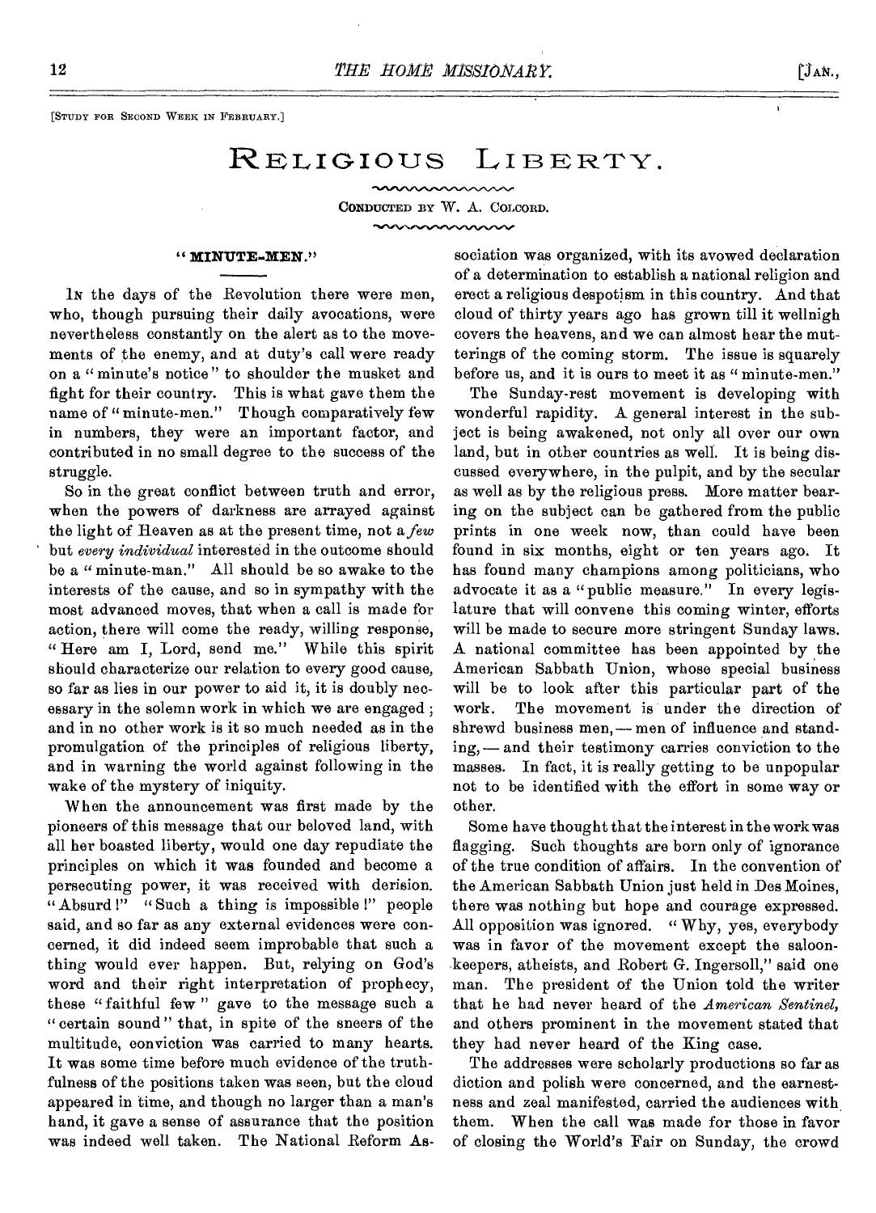[STUDY FOR SECOND WEEK IN FEBRUARY.]

# RELIGIOUS LIBERTY.

CONDUCTED BY W. A. COLCORD.

## "MINUTE-MEN."

IN the days of the Revolution there were men, who, though pursuing their daily avocations, were nevertheless constantly on the alert as to the movements of the enemy, and at duty's call were ready on a "minute's notice" to shoulder the musket and fight for their country. This is what gave them the name of "minute-men." Though comparatively few in numbers, they were an important factor, and contributed in no small degree to the success of the struggle.

So in the great conflict between truth and error, when the powers of darkness are arrayed against the light of Heaven as at the present time, not a *few* but *every individual* interested in the outcome should be a "minute-man." All should be so awake to the interests of the cause, and so in sympathy with the most advanced moves, that when a call is made for action, there will come the ready, willing response, "Here am I, Lord, send me." While this spirit should characterize our relation to every good cause, so far as lies in our power to aid it, it is doubly necessary in the solemn work in which we are engaged; and in no other work is it so much needed as in the promulgation of the principles of religious liberty, and in warning the world against following in the wake of the mystery of iniquity.

When the announcement was first made by the pioneers of this message that our beloved land, with all her boasted liberty, would one day repudiate the principles on which it was founded and become a persecuting power, it was received with derision. "Absurd!" "Such a thing is impossible!" people said, and so far as any external evidences were concerned, it did indeed seem improbable that such a thing would ever happen. But, relying on God's word and their right interpretation of prophecy, these "faithful few" gave to the message such a "certain sound" that, in spite of the sneers of the multitude, conviction was carried to many hearts. It was some time before much evidence of the truthfulness of the positions taken was seen, but the cloud appeared in time, and though no larger than a man's hand, it gave a sense of assurance that the position was indeed well taken. The National Reform Association was organized, with its avowed declaration of a determination to establish a national religion and erect a religious despotism in this country. And that cloud of thirty years ago has grown till it wellnigh covers the heavens, and we can almost hear the mutterings of the coming storm. The issue is squarely before us, and it is ours to meet it as "minute-men."

The Sunday-rest movement is developing with wonderful rapidity. A general interest in the subject is being awakened, not only all over our own land, but in other countries as well. It is being discussed everywhere, in the pulpit, and by the secular as well as by the religious press. More matter bearing on the subject can be gathered from the public prints in one week now, than could have been found in six months, eight or ten years ago. It has found many champions among politicians, who advocate it as a "public measure." In every legislature that will convene this coming winter, efforts will be made to secure more stringent Sunday laws. A national committee has been appointed by the American Sabbath Union, whose special business will be to look after this particular part of the work. The movement is under the direction of shrewd business men, — men of influence and standing, — and their testimony carries conviction to the masses. In fact, it is really getting to be unpopular not to be identified with the effort in some way or other.

Some have thought that the interest in the work was flagging. Such thoughts are born only of ignorance of the true condition of affairs. In the convention of the American Sabbath Union just held in Des Moines, there was nothing but hope and courage expressed. All opposition was ignored. "Why, yes, everybody was in favor of the movement except the saloon-keepers, atheists, and Robert G. Ingersoll," said one man. The president of the Union told the writer that he had never heard of the *American Sentinel*, and others prominent in the movement stated that they had never heard of the King case.

The addresses were scholarly productions so far as diction and polish were concerned, and the earnestness and zeal manifested, carried the audiences with them. When the call was made for those in favor of closing the World's Fair on Sunday, the crowd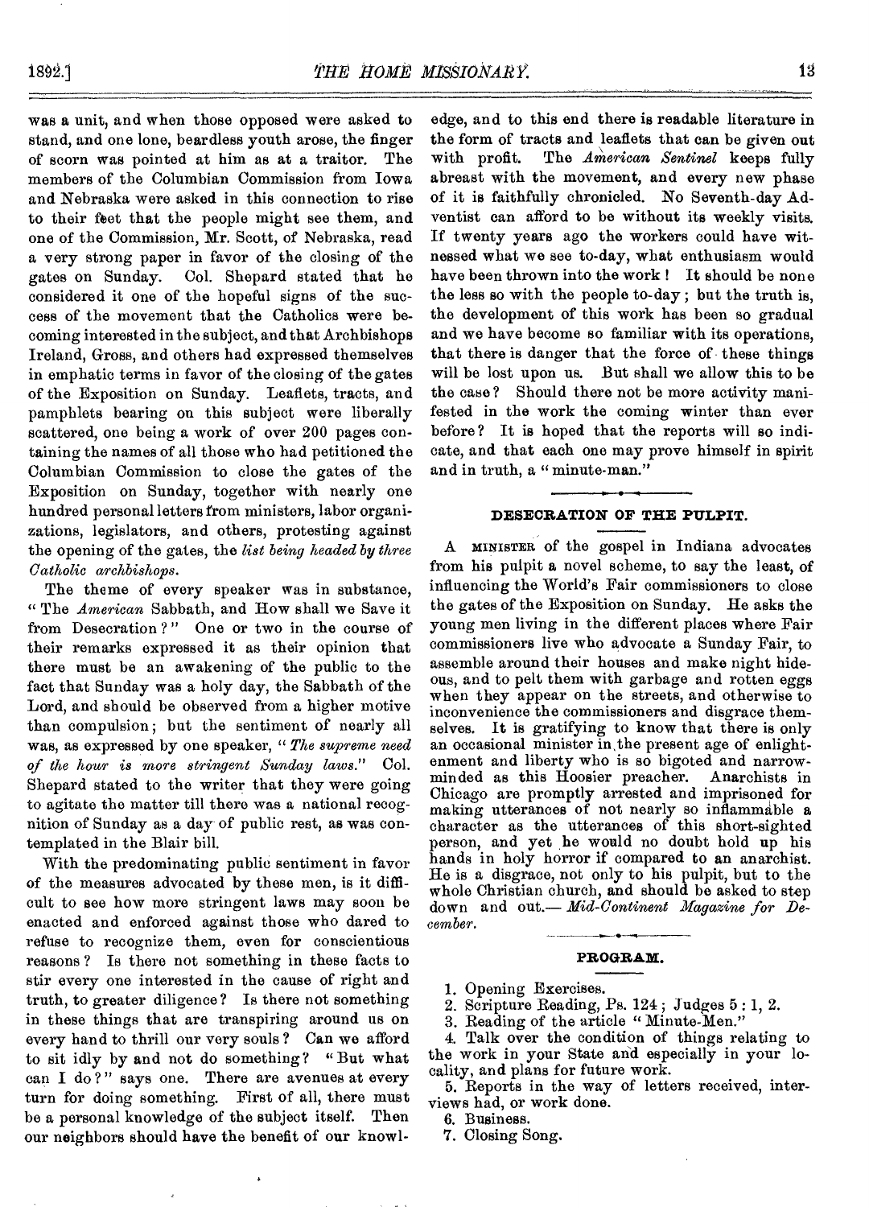was a unit, and when those opposed were asked to stand, and one lone, beardless youth arose, the finger of scorn was pointed at him as at a traitor. The members of the Columbian Commission from Iowa and Nebraska were asked in this connection to rise to their feet that the people might see them, and one of the Commission, Mr. Scott, of Nebraska, read a very strong paper in favor of the closing of the gates on Sunday. Col. Shepard stated that he considered it one of the hopeful signs of the success of the movement that the Catholics were becoming interested in the subject, and that Archbishops Ireland, Gross, and others had expressed themselves in emphatic terms in favor of the closing of the gates of the Exposition on Sunday. Leaflets, tracts, and pamphlets bearing on this subject were liberally scattered, one being a work of over 200 pages containing the names of all those who had petitioned the Columbian Commission to close the gates of the Exposition on Sunday, together with nearly one hundred personal letters from ministers, labor organizations, legislators, and others, protesting against the opening of the gates, the *list being headed by three Catholic archbishops.*

The theme of every speaker was in substance, "The *American* Sabbath, and How shall we Save it from Desecration?" One or two in the course of their remarks expressed it as their opinion that there must be an awakening of the public to the fact that Sunday was a holy day, the Sabbath of the Lord, and should be observed from a higher motive than compulsion; but the sentiment of nearly all was, as expressed by one speaker, "*The supreme need of the hour is more stringent Sunday laws.*" Col. Shepard stated to the writer that they were going to agitate the matter till there was a national recognition of Sunday as a day of public rest, as was contemplated in the Blair bill.

With the predominating public sentiment in favor of the measures advocated by these men, is it difficult to see how more stringent laws may soon be enacted and enforced against those who dared to refuse to recognize them, even for conscientious reasons? Is there not something in these facts to stir every one interested in the cause of right and truth, to greater diligence? Is there not something in these things that are transpiring around us on every hand to thrill our very souls? Can we afford to sit idly by and not do something? "But what can I do?" says one. There are avenues at every turn for doing something. First of all, there must be a personal knowledge of the subject itself. Then our neighbors should have the benefit of our knowledge, and to this end there is readable literature in the form of tracts and leaflets that can be given out with profit. The *American Sentinel* keeps fully abreast with the movement, and every new phase of it is faithfully chronicled. No Seventh-day Adventist can afford to be without its weekly visits. If twenty years ago the workers could have witnessed what we see to-day, what enthusiasm would have been thrown into the work! It should be none the less so with the people to-day; but the truth is, the development of this work has been so gradual and we have become so familiar with its operations, that there is danger that the force of these things will be lost upon us. But shall we allow this to be the case? Should there not be more activity manifested in the work the coming winter than ever before? It is hoped that the reports will so indicate, and that each one may prove himself in spirit and in truth, a "minute-man."

## DESECRATION OF THE PULPIT.

A MINISTER of the gospel in Indiana advocates from his pulpit a novel scheme, to say the least, of influencing the World's Fair commissioners to close the gates of the Exposition on Sunday. He asks the young men living in the different places where Fair commissioners live who advocate a Sunday Fair, to assemble around their houses and make night hideous, and to pelt them with garbage and rotten eggs when they appear on the streets, and otherwise to inconvenience the commissioners and disgrace themselves. It is gratifying to know that there is only an occasional minister in the present age of enlightenment and liberty who is so bigoted and narrow-minded as this Hoosier preacher. Anarchists in Chicago are promptly arrested and imprisoned for making utterances of not nearly so inflammable a character as the utterances of this short-sighted person, and yet he would no doubt hold up his hands in holy horror if compared to an anarchist. He is a disgrace, not only to his pulpit, but to the whole Christian church, and should be asked to step down and out.— *Mid-Continent Magazine for December.*

## PROGRAM.

1. Opening Exercises.
2. Scripture Reading, Ps. 124; Judges 5:1, 2.
3. Reading of the article "Minute-Men."
4. Talk over the condition of things relating to the work in your State and especially in your locality, and plans for future work.
5. Reports in the way of letters received, interviews had, or work done.
6. Business.
7. Closing Song.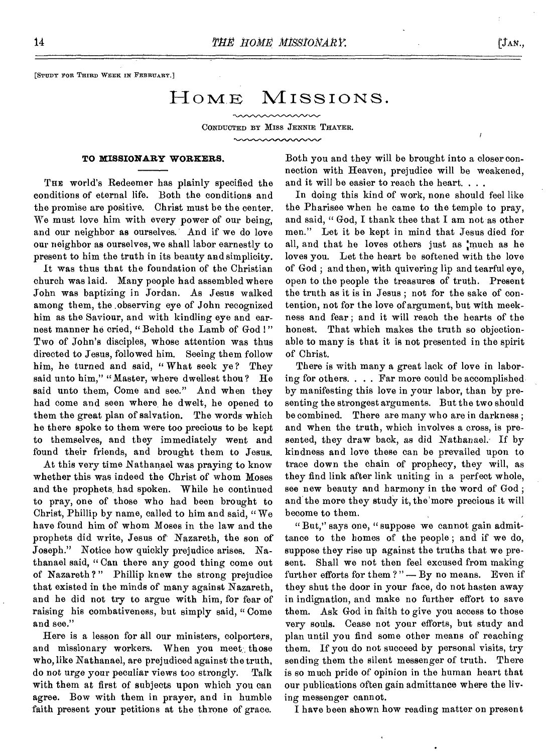[STUDY FOR THIRD WEEK IN FEBRUARY.]

# HOME MISSIONS.

CONDUCTED BY MISS JENNIE THAYER.

## TO MISSIONARY WORKERS.

THE world's Redeemer has plainly specified the conditions of eternal life. Both the conditions and the promise are positive. Christ must be the center. We must love him with every power of our being, and our neighbor as ourselves. And if we do love our neighbor as ourselves, we shall labor earnestly to present to him the truth in its beauty and simplicity.

It was thus that the foundation of the Christian church was laid. Many people had assembled where John was baptizing in Jordan. As Jesus walked among them, the observing eye of John recognized him as the Saviour, and with kindling eye and earnest manner he cried, "Behold the Lamb of God!" Two of John's disciples, whose attention was thus directed to Jesus, followed him. Seeing them follow him, he turned and said, "What seek ye? They said unto him," "Master, where dwellest thou? He said unto them, Come and see." And when they had come and seen where he dwelt, he opened to them the great plan of salvation. The words which he there spoke to them were too precious to be kept to themselves, and they immediately went and found their friends, and brought them to Jesus.

At this very time Nathanael was praying to know whether this was indeed the Christ of whom Moses and the prophets had spoken. While he continued to pray, one of those who had been brought to Christ, Phillip by name, called to him and said, "We have found him of whom Moses in the law and the prophets did write, Jesus of Nazareth, the son of Joseph." Notice how quickly prejudice arises. Nathanael said, "Can there any good thing come out of Nazareth?" Phillip knew the strong prejudice that existed in the minds of many against Nazareth, and he did not try to argue with him, for fear of raising his combativeness, but simply said, "Come and see."

Here is a lesson for all our ministers, colporters, and missionary workers. When you meet those who, like Nathanael, are prejudiced against the truth, do not urge your peculiar views too strongly. Talk with them at first of subjects upon which you can agree. Bow with them in prayer, and in humble faith present your petitions at the throne of grace. Both you and they will be brought into a closer connection with Heaven, prejudice will be weakened, and it will be easier to reach the heart. . . .

In doing this kind of work, none should feel like the Pharisee when he came to the temple to pray, and said, "God, I thank thee that I am not as other men." Let it be kept in mind that Jesus died for all, and that he loves others just as much as he loves you. Let the heart be softened with the love of God; and then, with quivering lip and tearful eye, open to the people the treasures of truth. Present the truth as it is in Jesus; not for the sake of contention, not for the love of argument, but with meekness and fear; and it will reach the hearts of the honest. That which makes the truth so objectionable to many is that it is not presented in the spirit of Christ.

There is with many a great lack of love in laboring for others. . . . Far more could be accomplished by manifesting this love in your labor, than by presenting the strongest arguments. But the two should be combined. There are many who are in darkness; and when the truth, which involves a cross, is presented, they draw back, as did Nathanael. If by kindness and love these can be prevailed upon to trace down the chain of prophecy, they will, as they find link after link uniting in a perfect whole, see new beauty and harmony in the word of God; and the more they study it, the more precious it will become to them.

"But," says one, "suppose we cannot gain admittance to the homes of the people; and if we do, suppose they rise up against the truths that we present. Shall we not then feel excused from making further efforts for them?" — By no means. Even if they shut the door in your face, do not hasten away in indignation, and make no further effort to save them. Ask God in faith to give you access to those very souls. Cease not your efforts, but study and plan until you find some other means of reaching them. If you do not succeed by personal visits, try sending them the silent messenger of truth. There is so much pride of opinion in the human heart that our publications often gain admittance where the living messenger cannot.

I have been shown how reading matter on present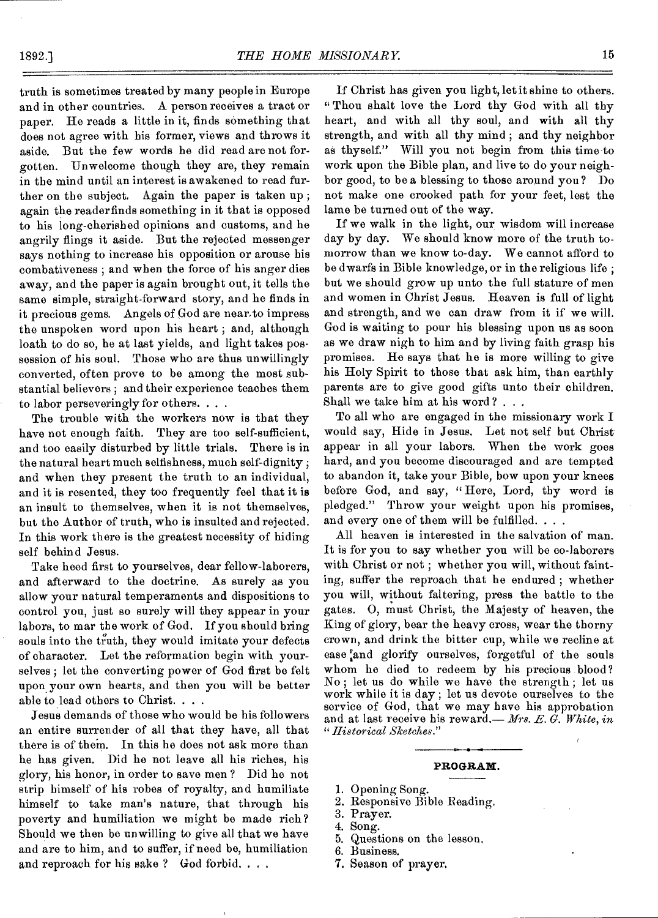truth is sometimes treated by many people in Europe and in other countries. A person receives a tract or paper. He reads a little in it, finds something that does not agree with his former, views and throws it aside. But the few words he did read are not forgotten. Unwelcome though they are, they remain in the mind until an interest is awakened to read further on the subject. Again the paper is taken up; again the reader finds something in it that is opposed to his long-cherished opinions and customs, and he angrily flings it aside. But the rejected messenger says nothing to increase his opposition or arouse his combativeness; and when the force of his anger dies away, and the paper is again brought out, it tells the same simple, straight-forward story, and he finds in it precious gems. Angels of God are near to impress the unspoken word upon his heart; and, although loath to do so, he at last yields, and light takes possession of his soul. Those who are thus unwillingly converted, often prove to be among the most substantial believers; and their experience teaches them to labor perseveringly for others. . . .

The trouble with the workers now is that they have not enough faith. They are too self-sufficient, and too easily disturbed by little trials. There is in the natural heart much selfishness, much self-dignity; and when they present the truth to an individual, and it is resented, they too frequently feel that it is an insult to themselves, when it is not themselves, but the Author of truth, who is insulted and rejected. In this work there is the greatest necessity of hiding self behind Jesus.

Take heed first to yourselves, dear fellow-laborers, and afterward to the doctrine. As surely as you allow your natural temperaments and dispositions to control you, just so surely will they appear in your labors, to mar the work of God. If you should bring souls into the truth, they would imitate your defects of character. Let the reformation begin with yourselves; let the converting power of God first be felt upon your own hearts, and then you will be better able to lead others to Christ. . . .

Jesus demands of those who would be his followers an entire surrender of all that they have, all that there is of them. In this he does not ask more than he has given. Did he not leave all his riches, his glory, his honor, in order to save men? Did he not strip himself of his robes of royalty, and humiliate himself to take man's nature, that through his poverty and humiliation we might be made rich? Should we then be unwilling to give all that we have and are to him, and to suffer, if need be, humiliation and reproach for his sake? God forbid. . . .

If Christ has given you light, let it shine to others. "Thou shalt love the Lord thy God with all thy heart, and with all thy soul, and with all thy strength, and with all thy mind; and thy neighbor as thyself." Will you not begin from this time to work upon the Bible plan, and live to do your neighbor good, to be a blessing to those around you? Do not make one crooked path for your feet, lest the lame be turned out of the way.

If we walk in the light, our wisdom will increase day by day. We should know more of the truth to-morrow than we know to-day. We cannot afford to be dwarfs in Bible knowledge, or in the religious life; but we should grow up unto the full stature of men and women in Christ Jesus. Heaven is full of light and strength, and we can draw from it if we will. God is waiting to pour his blessing upon us as soon as we draw nigh to him and by living faith grasp his promises. He says that he is more willing to give his Holy Spirit to those that ask him, than earthly parents are to give good gifts unto their children. Shall we take him at his word? . . .

To all who are engaged in the missionary work I would say, Hide in Jesus. Let not self but Christ appear in all your labors. When the work goes hard, and you become discouraged and are tempted to abandon it, take your Bible, bow upon your knees before God, and say, "Here, Lord, thy word is pledged." Throw your weight upon his promises, and every one of them will be fulfilled. . . .

All heaven is interested in the salvation of man. It is for you to say whether you will be co-laborers with Christ or not; whether you will, without fainting, suffer the reproach that he endured; whether you will, without faltering, press the battle to the gates. O, must Christ, the Majesty of heaven, the King of glory, bear the heavy cross, wear the thorny crown, and drink the bitter cup, while we recline at ease and glorify ourselves, forgetful of the souls whom he died to redeem by his precious blood? No; let us do while we have the strength; let us work while it is day; let us devote ourselves to the service of God, that we may have his approbation and at last receive his reward.—*Mrs. E. G. White, in "Historical Sketches."*

## PROGRAM.

1. Opening Song.
2. Responsive Bible Reading.
3. Prayer.
4. Song.
5. Questions on the lesson.
6. Business.
7. Season of prayer.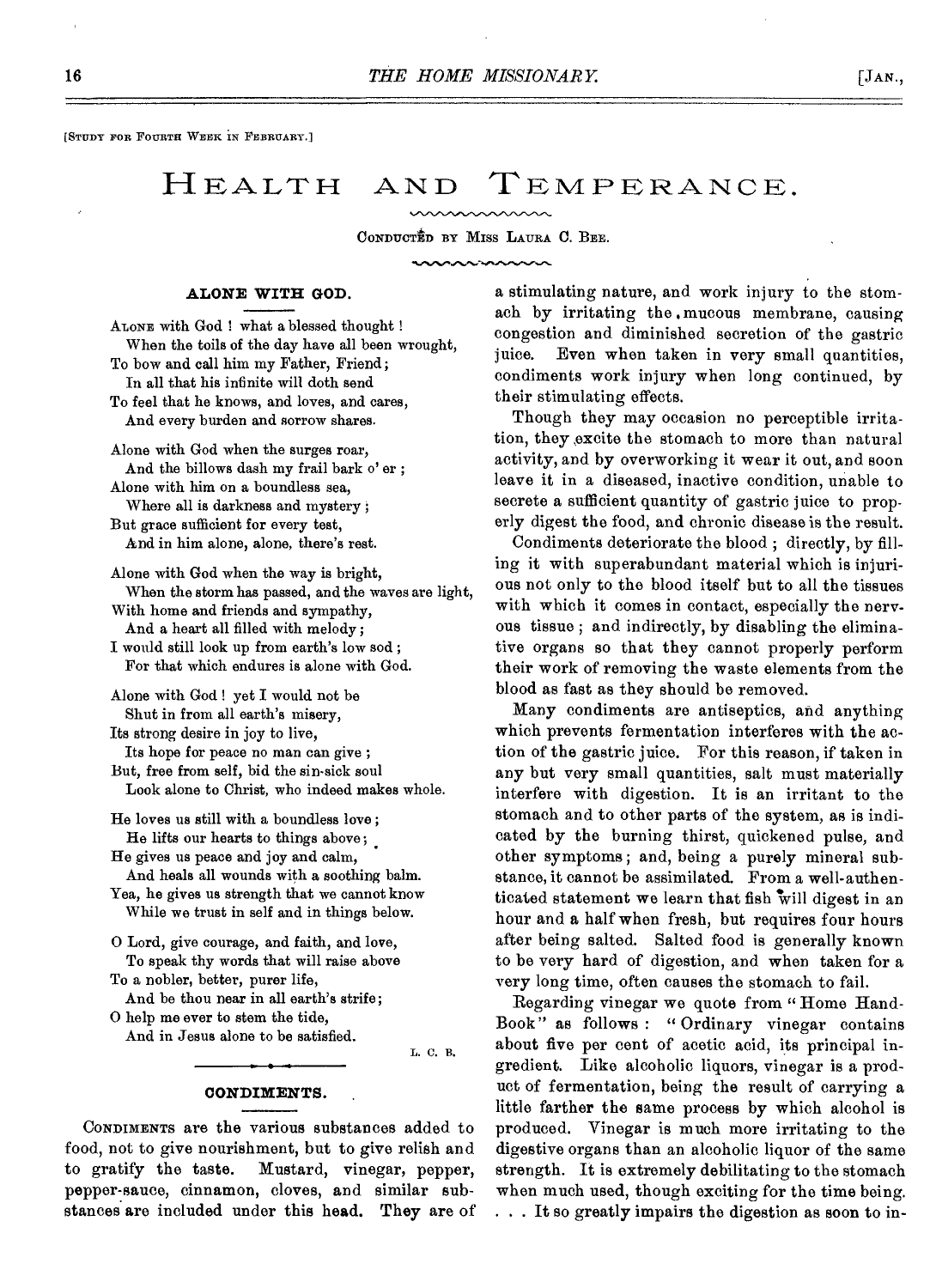[STUDY FOR FOURTH WEEK IN FEBRUARY.]

# HEALTH AND TEMPERANCE.

CONDUCTED BY MISS LAURA C. BEE.

### ALONE WITH GOD.

ALONE with God! what a blessed thought!
When the toils of the day have all been wrought,
To bow and call him my Father, Friend;
In all that his infinite will doth send
To feel that he knows, and loves, and cares,
And every burden and sorrow shares.

Alone with God when the surges roar,
And the billows dash my frail bark o'er;
Alone with him on a boundless sea,
Where all is darkness and mystery;
But grace sufficient for every test,
And in him alone, alone, there's rest.

Alone with God when the way is bright,
When the storm has passed, and the waves are light,
With home and friends and sympathy,
And a heart all filled with melody;
I would still look up from earth's low sod;
For that which endures is alone with God.

Alone with God! yet I would not be
Shut in from all earth's misery,
Its strong desire in joy to live,
Its hope for peace no man can give;
But, free from self, bid the sin-sick soul
Look alone to Christ, who indeed makes whole.

He loves us still with a boundless love;
He lifts our hearts to things above;
He gives us peace and joy and calm,
And heals all wounds with a soothing balm.
Yea, he gives us strength that we cannot know
While we trust in self and in things below.

O Lord, give courage, and faith, and love,
To speak thy words that will raise above
To a nobler, better, purer life,
And be thou near in all earth's strife;
O help me ever to stem the tide,
And in Jesus alone to be satisfied.

L. C. B.

### CONDIMENTS.

CONDIMENTS are the various substances added to food, not to give nourishment, but to give relish and to gratify the taste. Mustard, vinegar, pepper, pepper-sauce, cinnamon, cloves, and similar substances are included under this head. They are of a stimulating nature, and work injury to the stomach by irritating the mucous membrane, causing congestion and diminished secretion of the gastric juice. Even when taken in very small quantities, condiments work injury when long continued, by their stimulating effects.

Though they may occasion no perceptible irritation, they excite the stomach to more than natural activity, and by overworking it wear it out, and soon leave it in a diseased, inactive condition, unable to secrete a sufficient quantity of gastric juice to properly digest the food, and chronic disease is the result.

Condiments deteriorate the blood; directly, by filling it with superabundant material which is injurious not only to the blood itself but to all the tissues with which it comes in contact, especially the nervous tissue; and indirectly, by disabling the eliminative organs so that they cannot properly perform their work of removing the waste elements from the blood as fast as they should be removed.

Many condiments are antiseptics, and anything which prevents fermentation interferes with the action of the gastric juice. For this reason, if taken in any but very small quantities, salt must materially interfere with digestion. It is an irritant to the stomach and to other parts of the system, as is indicated by the burning thirst, quickened pulse, and other symptoms; and, being a purely mineral substance, it cannot be assimilated. From a well-authenticated statement we learn that fish will digest in an hour and a half when fresh, but requires four hours after being salted. Salted food is generally known to be very hard of digestion, and when taken for a very long time, often causes the stomach to fail.

Regarding vinegar we quote from "Home Hand-Book" as follows: "Ordinary vinegar contains about five per cent of acetic acid, its principal ingredient. Like alcoholic liquors, vinegar is a product of fermentation, being the result of carrying a little farther the same process by which alcohol is produced. Vinegar is much more irritating to the digestive organs than an alcoholic liquor of the same strength. It is extremely debilitating to the stomach when much used, though exciting for the time being. . . . It so greatly impairs the digestion as soon to in-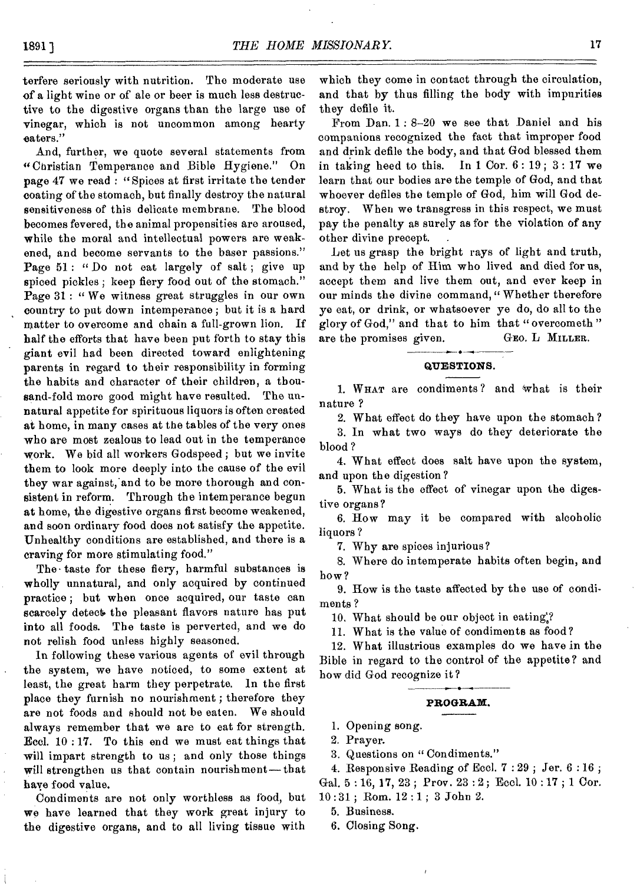terfere seriously with nutrition. The moderate use of a light wine or of ale or beer is much less destructive to the digestive organs than the large use of vinegar, which is not uncommon among hearty eaters."

And, further, we quote several statements from "Christian Temperance and Bible Hygiene." On page 47 we read : "Spices at first irritate the tender coating of the stomach, but finally destroy the natural sensitiveness of this delicate membrane. The blood becomes fevered, the animal propensities are aroused, while the moral and intellectual powers are weakened, and become servants to the baser passions." Page 51 : "Do not eat largely of salt ; give up spiced pickles ; keep fiery food out of the stomach." Page 31 : "We witness great struggles in our own country to put down intemperance ; but it is a hard matter to overcome and chain a full-grown lion. If half the efforts that have been put forth to stay this giant evil had been directed toward enlightening parents in regard to their responsibility in forming the habits and character of their children, a thousand-fold more good might have resulted. The unnatural appetite for spirituous liquors is often created at home, in many cases at the tables of the very ones who are most zealous to lead out in the temperance work. We bid all workers Godspeed ; but we invite them to look more deeply into the cause of the evil they war against, and to be more thorough and consistent in reform. Through the intemperance begun at home, the digestive organs first become weakened, and soon ordinary food does not satisfy the appetite. Unhealthy conditions are established, and there is a craving for more stimulating food."

The taste for these fiery, harmful substances is wholly unnatural, and only acquired by continued practice ; but when once acquired, our taste can scarcely detect the pleasant flavors nature has put into all foods. The taste is perverted, and we do not relish food unless highly seasoned.

In following these various agents of evil through the system, we have noticed, to some extent at least, the great harm they perpetrate. In the first place they furnish no nourishment ; therefore they are not foods and should not be eaten. We should always remember that we are to eat for strength. Eccl. 10 : 17. To this end we must eat things that will impart strength to us ; and only those things will strengthen us that contain nourishment — that have food value.

Condiments are not only worthless as food, but we have learned that they work great injury to the digestive organs, and to all living tissue with which they come in contact through the circulation, and that by thus filling the body with impurities they defile it.

From Dan. 1 : 8–20 we see that Daniel and his companions recognized the fact that improper food and drink defile the body, and that God blessed them in taking heed to this. In 1 Cor. 6 : 19 ; 3 : 17 we learn that our bodies are the temple of God, and that whoever defiles the temple of God, him will God destroy. When we transgress in this respect, we must pay the penalty as surely as for the violation of any other divine precept.

Let us grasp the bright rays of light and truth, and by the help of Him who lived and died for us, accept them and live them out, and ever keep in our minds the divine command, "Whether therefore ye eat, or drink, or whatsoever ye do, do all to the glory of God," and that to him that "overcometh" are the promises given.

GEO. L MILLER.

## QUESTIONS.

1. WHAT are condiments? and what is their nature?
2. What effect do they have upon the stomach?
3. In what two ways do they deteriorate the blood?
4. What effect does salt have upon the system, and upon the digestion?
5. What is the effect of vinegar upon the digestive organs?
6. How may it be compared with alcoholic liquors?
7. Why are spices injurious?
8. Where do intemperate habits often begin, and how?
9. How is the taste affected by the use of condiments?
10. What should be our object in eating?
11. What is the value of condiments as food?
12. What illustrious examples do we have in the Bible in regard to the control of the appetite? and how did God recognize it?

## PROGRAM.

1. Opening song.
2. Prayer.
3. Questions on "Condiments."
4. Responsive Reading of Eccl. 7 : 29 ; Jer. 6 : 16 ; Gal. 5 : 16, 17, 23 ; Prov. 23 : 2 ; Eccl. 10 : 17 ; 1 Cor. 10 : 31 ; Rom. 12 : 1 ; 3 John 2.
5. Business.
6. Closing Song.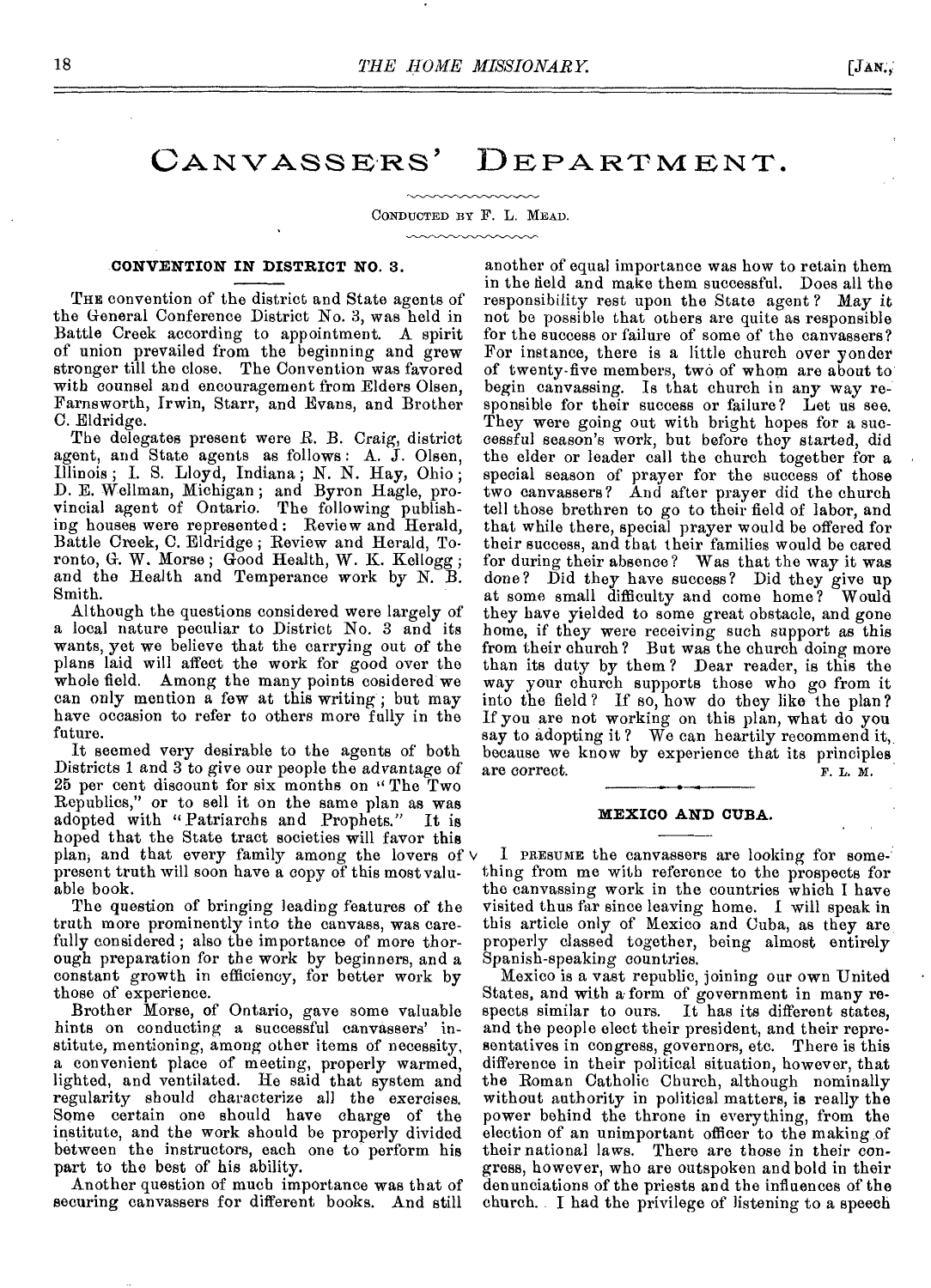# Canvassers' Department.

Conducted by F. L. Mead.

## CONVENTION IN DISTRICT NO. 3.

The convention of the district and State agents of the General Conference District No. 3, was held in Battle Creek according to appointment. A spirit of union prevailed from the beginning and grew stronger till the close. The Convention was favored with counsel and encouragement from Elders Olsen, Farnsworth, Irwin, Starr, and Evans, and Brother C. Eldridge.

The delegates present were R. B. Craig, district agent, and State agents as follows: A. J. Olsen, Illinois; I. S. Lloyd, Indiana; N. N. Hay, Ohio; D. E. Wellman, Michigan; and Byron Hagle, provincial agent of Ontario. The following publishing houses were represented: Review and Herald, Battle Creek, C. Eldridge; Review and Herald, Toronto, G. W. Morse; Good Health, W. K. Kellogg; and the Health and Temperance work by N. B. Smith.

Although the questions considered were largely of a local nature peculiar to District No. 3 and its wants, yet we believe that the carrying out of the plans laid will affect the work for good over the whole field. Among the many points cosidered we can only mention a few at this writing; but may have occasion to refer to others more fully in the future.

It seemed very desirable to the agents of both Districts 1 and 3 to give our people the advantage of 25 per cent discount for six months on "The Two Republics," or to sell it on the same plan as was adopted with "Patriarchs and Prophets." It is hoped that the State tract societies will favor this plan, and that every family among the lovers of present truth will soon have a copy of this most valuable book.

The question of bringing leading features of the truth more prominently into the canvass, was carefully considered; also the importance of more thorough preparation for the work by beginners, and a constant growth in efficiency, for better work by those of experience.

Brother Morse, of Ontario, gave some valuable hints on conducting a successful canvassers' institute, mentioning, among other items of necessity, a convenient place of meeting, properly warmed, lighted, and ventilated. He said that system and regularity should characterize all the exercises. Some certain one should have charge of the institute, and the work should be properly divided between the instructors, each one to perform his part to the best of his ability.

Another question of much importance was that of securing canvassers for different books. And still another of equal importance was how to retain them in the field and make them successful. Does all the responsibility rest upon the State agent? May it not be possible that others are quite as responsible for the success or failure of some of the canvassers? For instance, there is a little church over yonder of twenty-five members, two of whom are about to begin canvassing. Is that church in any way responsible for their success or failure? Let us see. They were going out with bright hopes for a successful season's work, but before they started, did the elder or leader call the church together for a special season of prayer for the success of those two canvassers? And after prayer did the church tell those brethren to go to their field of labor, and that while there, special prayer would be offered for their success, and that their families would be cared for during their absence? Was that the way it was done? Did they have success? Did they give up at some small difficulty and come home? Would they have yielded to some great obstacle, and gone home, if they were receiving such support as this from their church? But was the church doing more than its duty by them? Dear reader, is this the way your church supports those who go from it into the field? If so, how do they like the plan? If you are not working on this plan, what do you say to adopting it? We can heartily recommend it, because we know by experience that its principles are correct.

F. L. M.

## MEXICO AND CUBA.

I presume the canvassers are looking for something from me with reference to the prospects for the canvassing work in the countries which I have visited thus far since leaving home. I will speak in this article only of Mexico and Cuba, as they are properly classed together, being almost entirely Spanish-speaking countries.

Mexico is a vast republic, joining our own United States, and with a form of government in many respects similar to ours. It has its different states, and the people elect their president, and their representatives in congress, governors, etc. There is this difference in their political situation, however, that the Roman Catholic Church, although nominally without authority in political matters, is really the power behind the throne in everything, from the election of an unimportant officer to the making of their national laws. There are those in their congress, however, who are outspoken and bold in their denunciations of the priests and the influences of the church. I had the privilege of listening to a speech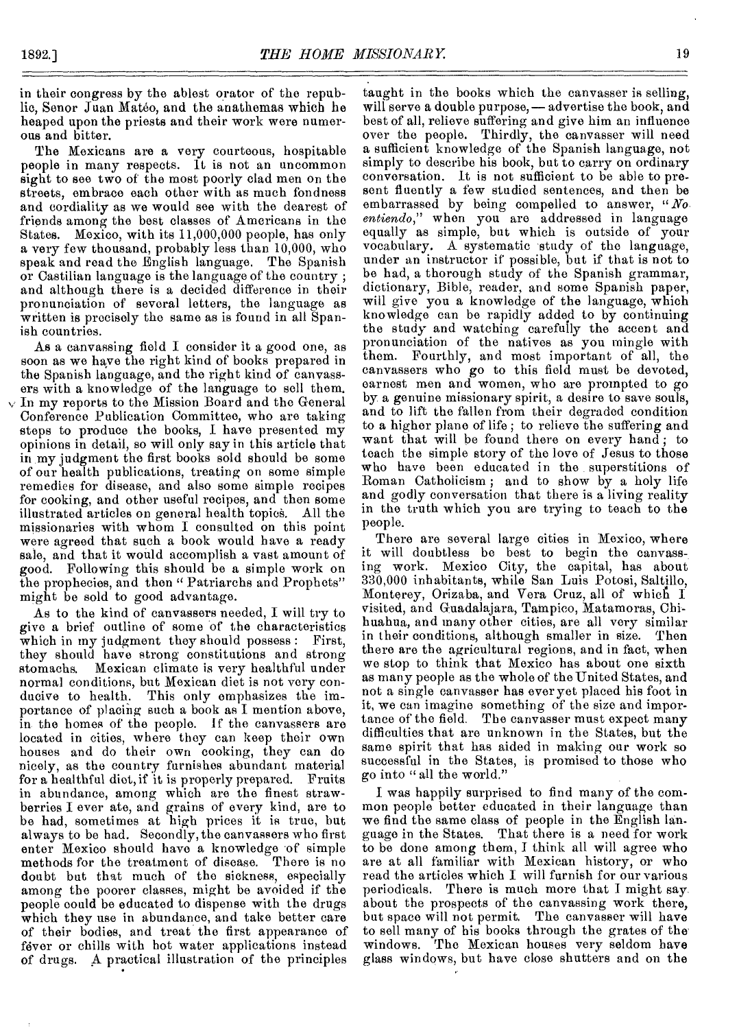in their congress by the ablest orator of the republic, Senor Juan Matéo, and the anathemas which he heaped upon the priests and their work were numerous and bitter.

The Mexicans are a very courteous, hospitable people in many respects. It is not an uncommon sight to see two of the most poorly clad men on the streets, embrace each other with as much fondness and cordiality as we would see with the dearest of friends among the best classes of Americans in the States. Mexico, with its 11,000,000 people, has only a very few thousand, probably less than 10,000, who speak and read the English language. The Spanish or Castilian language is the language of the country; and although there is a decided difference in their pronunciation of several letters, the language as written is precisely the same as is found in all Spanish countries.

As a canvassing field I consider it a good one, as soon as we have the right kind of books prepared in the Spanish language, and the right kind of canvassers with a knowledge of the language to sell them. In my reports to the Mission Board and the General Conference Publication Committee, who are taking steps to produce the books, I have presented my opinions in detail, so will only say in this article that in my judgment the first books sold should be some of our health publications, treating on some simple remedies for disease, and also some simple recipes for cooking, and other useful recipes, and then some illustrated articles on general health topics. All the missionaries with whom I consulted on this point were agreed that such a book would have a ready sale, and that it would accomplish a vast amount of good. Following this should be a simple work on the prophecies, and then "Patriarchs and Prophets" might be sold to good advantage.

As to the kind of canvassers needed, I will try to give a brief outline of some of the characteristics which in my judgment they should possess: First, they should have strong constitutions and strong stomachs. Mexican climate is very healthful under normal conditions, but Mexican diet is not very conducive to health. This only emphasizes the importance of placing such a book as I mention above, in the homes of the people. If the canvassers are located in cities, where they can keep their own houses and do their own cooking, they can do nicely, as the country furnishes abundant material for a healthful diet, if it is properly prepared. Fruits in abundance, among which are the finest strawberries I ever ate, and grains of every kind, are to be had, sometimes at high prices it is true, but always to be had. Secondly, the canvassers who first enter Mexico should have a knowledge of simple methods for the treatment of disease. There is no doubt but that much of the sickness, especially among the poorer classes, might be avoided if the people could be educated to dispense with the drugs which they use in abundance, and take better care of their bodies, and treat the first appearance of fever or chills with hot water applications instead of drugs. A practical illustration of the principles taught in the books which the canvasser is selling, will serve a double purpose,— advertise the book, and best of all, relieve suffering and give him an influence over the people. Thirdly, the canvasser will need a sufficient knowledge of the Spanish language, not simply to describe his book, but to carry on ordinary conversation. It is not sufficient to be able to present fluently a few studied sentences, and then be embarrassed by being compelled to answer, "*No entiendo*," when you are addressed in language equally as simple, but which is outside of your vocabulary. A systematic study of the language, under an instructor if possible, but if that is not to be had, a thorough study of the Spanish grammar, dictionary, Bible, reader, and some Spanish paper, will give you a knowledge of the language, which knowledge can be rapidly added to by continuing the study and watching carefully the accent and pronunciation of the natives as you mingle with them. Fourthly, and most important of all, the canvassers who go to this field must be devoted, earnest men and women, who are prompted to go by a genuine missionary spirit, a desire to save souls, and to lift the fallen from their degraded condition to a higher plane of life; to relieve the suffering and want that will be found there on every hand; to teach the simple story of the love of Jesus to those who have been educated in the superstitions of Roman Catholicism; and to show by a holy life and godly conversation that there is a living reality in the truth which you are trying to teach to the people.

There are several large cities in Mexico, where it will doubtless be best to begin the canvassing work. Mexico City, the capital, has about 330,000 inhabitants, while San Luis Potosi, Saltillo, Monterey, Orizaba, and Vera Cruz, all of which I visited, and Guadalajara, Tampico, Matamoras, Chihuahua, and many other cities, are all very similar in their conditions, although smaller in size. Then there are the agricultural regions, and in fact, when we stop to think that Mexico has about one sixth as many people as the whole of the United States, and not a single canvasser has ever yet placed his foot in it, we can imagine something of the size and importance of the field. The canvasser must expect many difficulties that are unknown in the States, but the same spirit that has aided in making our work so successful in the States, is promised to those who go into "all the world."

I was happily surprised to find many of the common people better educated in their language than we find the same class of people in the English language in the States. That there is a need for work to be done among them, I think all will agree who are at all familiar with Mexican history, or who read the articles which I will furnish for our various periodicals. There is much more that I might say about the prospects of the canvassing work there, but space will not permit. The canvasser will have to sell many of his books through the grates of the windows. The Mexican houses very seldom have glass windows, but have close shutters and on the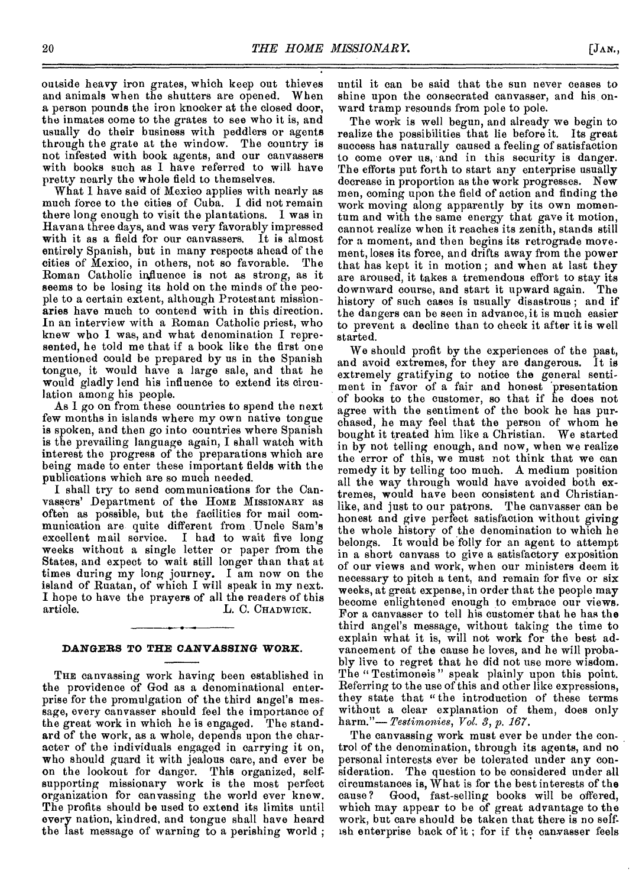outside heavy iron grates, which keep out thieves and animals when the shutters are opened. When a person pounds the iron knocker at the closed door, the inmates come to the grates to see who it is, and usually do their business with peddlers or agents through the grate at the window. The country is not infested with book agents, and our canvassers with books such as I have referred to will have pretty nearly the whole field to themselves.

What I have said of Mexico applies with nearly as much force to the cities of Cuba. I did not remain there long enough to visit the plantations. I was in Havana three days, and was very favorably impressed with it as a field for our canvassers. It is almost entirely Spanish, but in many respects ahead of the cities of Mexico, in others, not so favorable. The Roman Catholic influence is not as strong, as it seems to be losing its hold on the minds of the people to a certain extent, although Protestant missionaries have much to contend with in this direction. In an interview with a Roman Catholic priest, who knew who I was, and what denomination I represented, he told me that if a book like the first one mentioned could be prepared by us in the Spanish tongue, it would have a large sale, and that he would gladly lend his influence to extend its circulation among his people.

As I go on from these countries to spend the next few months in islands where my own native tongue is spoken, and then go into countries where Spanish is the prevailing language again, I shall watch with interest the progress of the preparations which are being made to enter these important fields with the publications which are so much needed.

I shall try to send communications for the Canvassers' Department of the HOME MISSIONARY as often as possible, but the facilities for mail communication are quite different from Uncle Sam's excellent mail service. I had to wait five long weeks without a single letter or paper from the States, and expect to wait still longer than that at times during my long journey. I am now on the island of Ruatan, of which I will speak in my next. I hope to have the prayers of all the readers of this article.

L. C. CHADWICK.

## DANGERS TO THE CANVASSING WORK.

THE canvassing work having been established in the providence of God as a denominational enterprise for the promulgation of the third angel's message, every canvasser should feel the importance of the great work in which he is engaged. The standard of the work, as a whole, depends upon the character of the individuals engaged in carrying it on, who should guard it with jealous care, and ever be on the lookout for danger. This organized, self-supporting missionary work is the most perfect organization for canvassing the world ever knew. The profits should be used to extend its limits until every nation, kindred, and tongue shall have heard the last message of warning to a perishing world; until it can be said that the sun never ceases to shine upon the consecrated canvasser, and his onward tramp resounds from pole to pole.

The work is well begun, and already we begin to realize the possibilities that lie before it. Its great success has naturally caused a feeling of satisfaction to come over us, and in this security is danger. The efforts put forth to start any enterprise usually decrease in proportion as the work progresses. New men, coming upon the field of action and finding the work moving along apparently by its own momentum and with the same energy that gave it motion, cannot realize when it reaches its zenith, stands still for a moment, and then begins its retrograde movement, loses its force, and drifts away from the power that has kept it in motion; and when at last they are aroused, it takes a tremendous effort to stay its downward course, and start it upward again. The history of such cases is usually disastrous; and if the dangers can be seen in advance, it is much easier to prevent a decline than to check it after it is well started.

We should profit by the experiences of the past, and avoid extremes, for they are dangerous. It is extremely gratifying to notice the general sentiment in favor of a fair and honest presentation of books to the customer, so that if he does not agree with the sentiment of the book he has purchased, he may feel that the person of whom he bought it treated him like a Christian. We started in by not telling enough, and now, when we realize the error of this, we must not think that we can remedy it by telling too much. A medium position all the way through would have avoided both extremes, would have been consistent and Christian-like, and just to our patrons. The canvasser can be honest and give perfect satisfaction without giving the whole history of the denomination to which he belongs. It would be folly for an agent to attempt in a short canvass to give a satisfactory exposition of our views and work, when our ministers deem it necessary to pitch a tent, and remain for five or six weeks, at great expense, in order that the people may become enlightened enough to embrace our views. For a canvasser to tell his customer that he has the third angel's message, without taking the time to explain what it is, will not work for the best advancement of the cause he loves, and he will probably live to regret that he did not use more wisdom. The "Testimoneis" speak plainly upon this point. Referring to the use of this and other like expressions, they state that "the introduction of these terms without a clear explanation of them, does only harm."—*Testimonies, Vol. 3, p. 167.*

The canvassing work must ever be under the control of the denomination, through its agents, and no personal interests ever be tolerated under any consideration. The question to be considered under all circumstances is, What is for the best interests of the cause? Good, fast-selling books will be offered, which may appear to be of great advantage to the work, but care should be taken that there is no selfish enterprise back of it; for if the canvasser feels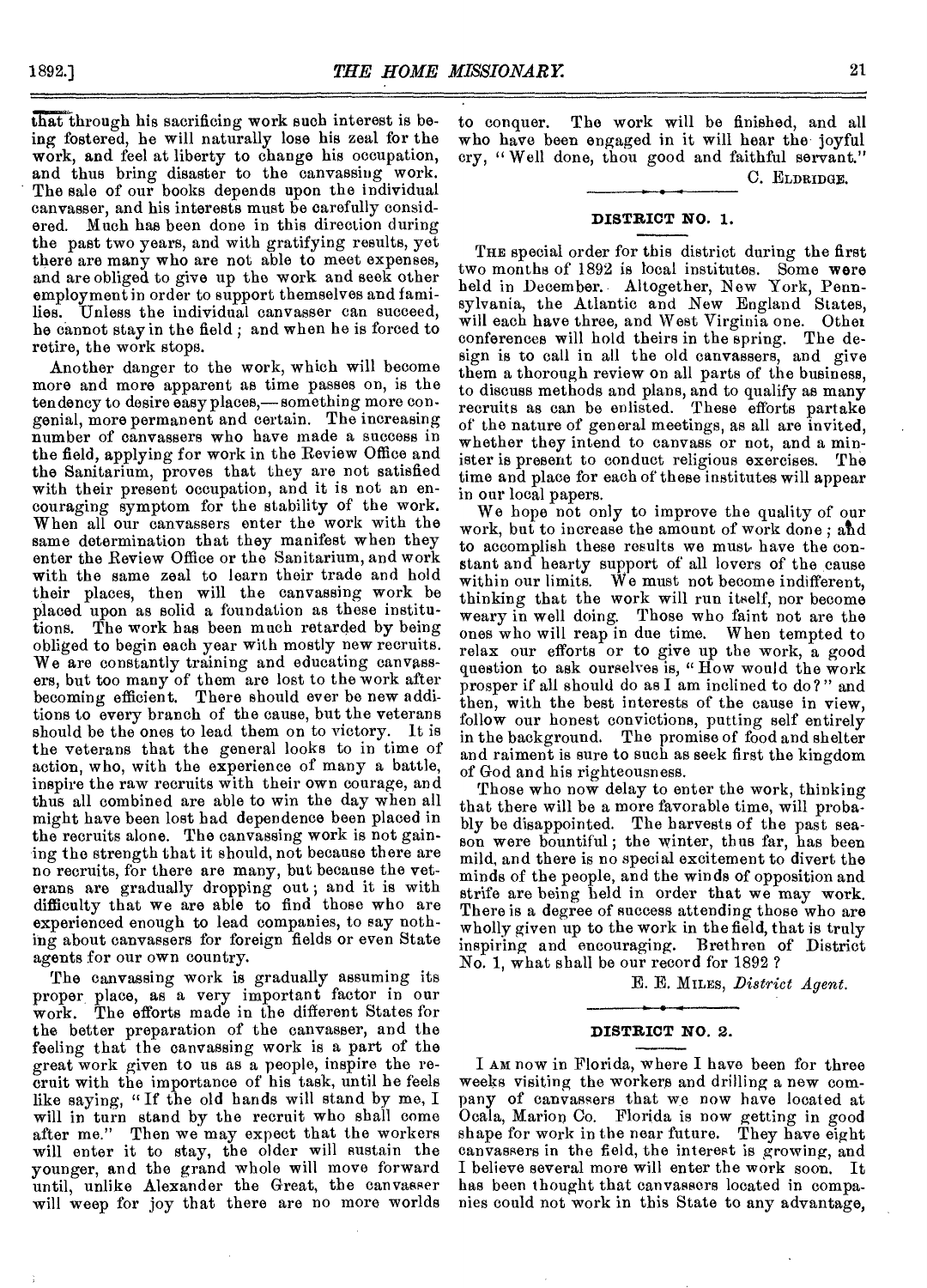that through his sacrificing work such interest is being fostered, he will naturally lose his zeal for the work, and feel at liberty to change his occupation, and thus bring disaster to the canvassing work. The sale of our books depends upon the individual canvasser, and his interests must be carefully considered. Much has been done in this direction during the past two years, and with gratifying results, yet there are many who are not able to meet expenses, and are obliged to give up the work and seek other employment in order to support themselves and families. Unless the individual canvasser can succeed, he cannot stay in the field; and when he is forced to retire, the work stops.

Another danger to the work, which will become more and more apparent as time passes on, is the tendency to desire easy places,— something more congenial, more permanent and certain. The increasing number of canvassers who have made a success in the field, applying for work in the Review Office and the Sanitarium, proves that they are not satisfied with their present occupation, and it is not an encouraging symptom for the stability of the work. When all our canvassers enter the work with the same determination that they manifest when they enter the Review Office or the Sanitarium, and work with the same zeal to learn their trade and hold their places, then will the canvassing work be placed upon as solid a foundation as these institutions. The work has been much retarded by being obliged to begin each year with mostly new recruits. We are constantly training and educating canvassers, but too many of them are lost to the work after becoming efficient. There should ever be new additions to every branch of the cause, but the veterans should be the ones to lead them on to victory. It is the veterans that the general looks to in time of action, who, with the experience of many a battle, inspire the raw recruits with their own courage, and thus all combined are able to win the day when all might have been lost had dependence been placed in the recruits alone. The canvassing work is not gaining the strength that it should, not because there are no recruits, for there are many, but because the veterans are gradually dropping out; and it is with difficulty that we are able to find those who are experienced enough to lead companies, to say nothing about canvassers for foreign fields or even State agents for our own country.

The canvassing work is gradually assuming its proper place, as a very important factor in our work. The efforts made in the different States for the better preparation of the canvasser, and the feeling that the canvassing work is a part of the great work given to us as a people, inspire the recruit with the importance of his task, until he feels like saying, "If the old hands will stand by me, I will in turn stand by the recruit who shall come after me." Then we may expect that the workers will enter it to stay, the older will sustain the younger, and the grand whole will move forward until, unlike Alexander the Great, the canvasser will weep for joy that there are no more worlds to conquer. The work will be finished, and all who have been engaged in it will hear the joyful cry, "Well done, thou good and faithful servant."

C. ELDRIDGE.

## DISTRICT NO. 1.

THE special order for this district during the first two months of 1892 is local institutes. Some were held in December. Altogether, New York, Pennsylvania, the Atlantic and New England States, will each have three, and West Virginia one. Other conferences will hold theirs in the spring. The design is to call in all the old canvassers, and give them a thorough review on all parts of the business, to discuss methods and plans, and to qualify as many recruits as can be enlisted. These efforts partake of the nature of general meetings, as all are invited, whether they intend to canvass or not, and a minister is present to conduct religious exercises. The time and place for each of these institutes will appear in our local papers.

We hope not only to improve the quality of our work, but to increase the amount of work done; and to accomplish these results we must have the constant and hearty support of all lovers of the cause within our limits. We must not become indifferent, thinking that the work will run itself, nor become weary in well doing. Those who faint not are the ones who will reap in due time. When tempted to relax our efforts or to give up the work, a good question to ask ourselves is, "How would the work prosper if all should do as I am inclined to do?" and then, with the best interests of the cause in view, follow our honest convictions, putting self entirely in the background. The promise of food and shelter and raiment is sure to such as seek first the kingdom of God and his righteousness.

Those who now delay to enter the work, thinking that there will be a more favorable time, will probably be disappointed. The harvests of the past season were bountiful; the winter, thus far, has been mild, and there is no special excitement to divert the minds of the people, and the winds of opposition and strife are being held in order that we may work. There is a degree of success attending those who are wholly given up to the work in the field, that is truly inspiring and encouraging. Brethren of District No. 1, what shall be our record for 1892?

E. E. MILES, *District Agent.*

## DISTRICT NO. 2.

I AM now in Florida, where I have been for three weeks visiting the workers and drilling a new company of canvassers that we now have located at Ocala, Marion Co. Florida is now getting in good shape for work in the near future. They have eight canvassers in the field, the interest is growing, and I believe several more will enter the work soon. It has been thought that canvassers located in companies could not work in this State to any advantage,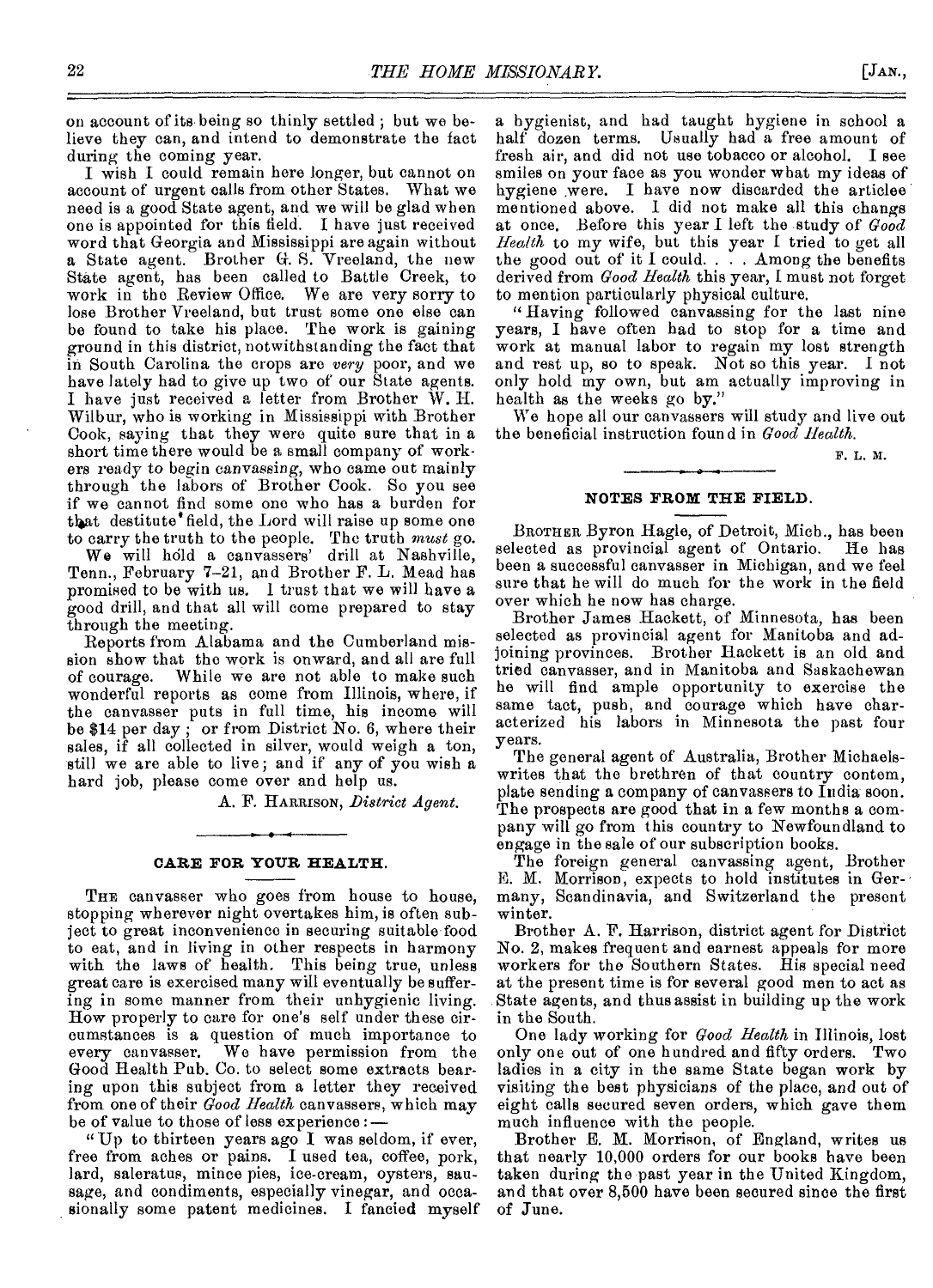on account of its being so thinly settled; but we believe they can, and intend to demonstrate the fact during the coming year.

I wish I could remain here longer, but cannot on account of urgent calls from other States. What we need is a good State agent, and we will be glad when one is appointed for this field. I have just received word that Georgia and Mississippi are again without a State agent. Brother G. S. Vreeland, the new State agent, has been called to Battle Creek, to work in the Review Office. We are very sorry to lose Brother Vreeland, but trust some one else can be found to take his place. The work is gaining ground in this district, notwithstanding the fact that in South Carolina the crops are *very* poor, and we have lately had to give up two of our State agents. I have just received a letter from Brother W. H. Wilbur, who is working in Mississippi with Brother Cook, saying that they were quite sure that in a short time there would be a small company of workers ready to begin canvassing, who came out mainly through the labors of Brother Cook. So you see if we cannot find some one who has a burden for that destitute field, the Lord will raise up some one to carry the truth to the people. The truth *must* go.

We will hold a canvassers' drill at Nashville, Tenn., February 7–21, and Brother F. L. Mead has promised to be with us. I trust that we will have a good drill, and that all will come prepared to stay through the meeting.

Reports from Alabama and the Cumberland mission show that the work is onward, and all are full of courage. While we are not able to make such wonderful reports as come from Illinois, where, if the canvasser puts in full time, his income will be $14 per day; or from District No. 6, where their sales, if all collected in silver, would weigh a ton, still we are able to live; and if any of you wish a hard job, please come over and help us.

A. F. Harrison, *District Agent.*

## CARE FOR YOUR HEALTH.

The canvasser who goes from house to house, stopping wherever night overtakes him, is often subject to great inconvenience in securing suitable food to eat, and in living in other respects in harmony with the laws of health. This being true, unless great care is exercised many will eventually be suffering in some manner from their unhygienic living. How properly to care for one's self under these circumstances is a question of much importance to every canvasser. We have permission from the Good Health Pub. Co. to select some extracts bearing upon this subject from a letter they received from one of their *Good Health* canvassers, which may be of value to those of less experience:—

"Up to thirteen years ago I was seldom, if ever, free from aches or pains. I used tea, coffee, pork, lard, saleratus, mince pies, ice-cream, oysters, sausage, and condiments, especially vinegar, and occasionally some patent medicines. I fancied myself a hygienist, and had taught hygiene in school a half dozen terms. Usually had a free amount of fresh air, and did not use tobacco or alcohol. I see smiles on your face as you wonder what my ideas of hygiene were. I have now discarded the articles mentioned above. I did not make all this change at once. Before this year I left the study of *Good Health* to my wife, but this year I tried to get all the good out of it I could. . . . Among the benefits derived from *Good Health* this year, I must not forget to mention particularly physical culture.

"Having followed canvassing for the last nine years, I have often had to stop for a time and work at manual labor to regain my lost strength and rest up, so to speak. Not so this year. I not only hold my own, but am actually improving in health as the weeks go by."

We hope all our canvassers will study and live out the beneficial instruction found in *Good Health.*

F. L. M.

## NOTES FROM THE FIELD.

Brother Byron Hagle, of Detroit, Mich., has been selected as provincial agent of Ontario. He has been a successful canvasser in Michigan, and we feel sure that he will do much for the work in the field over which he now has charge.

Brother James Hackett, of Minnesota, has been selected as provincial agent for Manitoba and adjoining provinces. Brother Hackett is an old and tried canvasser, and in Manitoba and Saskachewan he will find ample opportunity to exercise the same tact, push, and courage which have characterized his labors in Minnesota the past four years.

The general agent of Australia, Brother Michaels writes that the brethren of that country contemplate sending a company of canvassers to India soon. The prospects are good that in a few months a company will go from this country to Newfoundland to engage in the sale of our subscription books.

The foreign general canvassing agent, Brother E. M. Morrison, expects to hold institutes in Germany, Scandinavia, and Switzerland the present winter.

Brother A. F. Harrison, district agent for District No. 2, makes frequent and earnest appeals for more workers for the Southern States. His special need at the present time is for several good men to act as State agents, and thus assist in building up the work in the South.

One lady working for *Good Health* in Illinois, lost only one out of one hundred and fifty orders. Two ladies in a city in the same State began work by visiting the best physicians of the place, and out of eight calls secured seven orders, which gave them much influence with the people.

Brother E. M. Morrison, of England, writes us that nearly 10,000 orders for our books have been taken during the past year in the United Kingdom, and that over 8,500 have been secured since the first of June.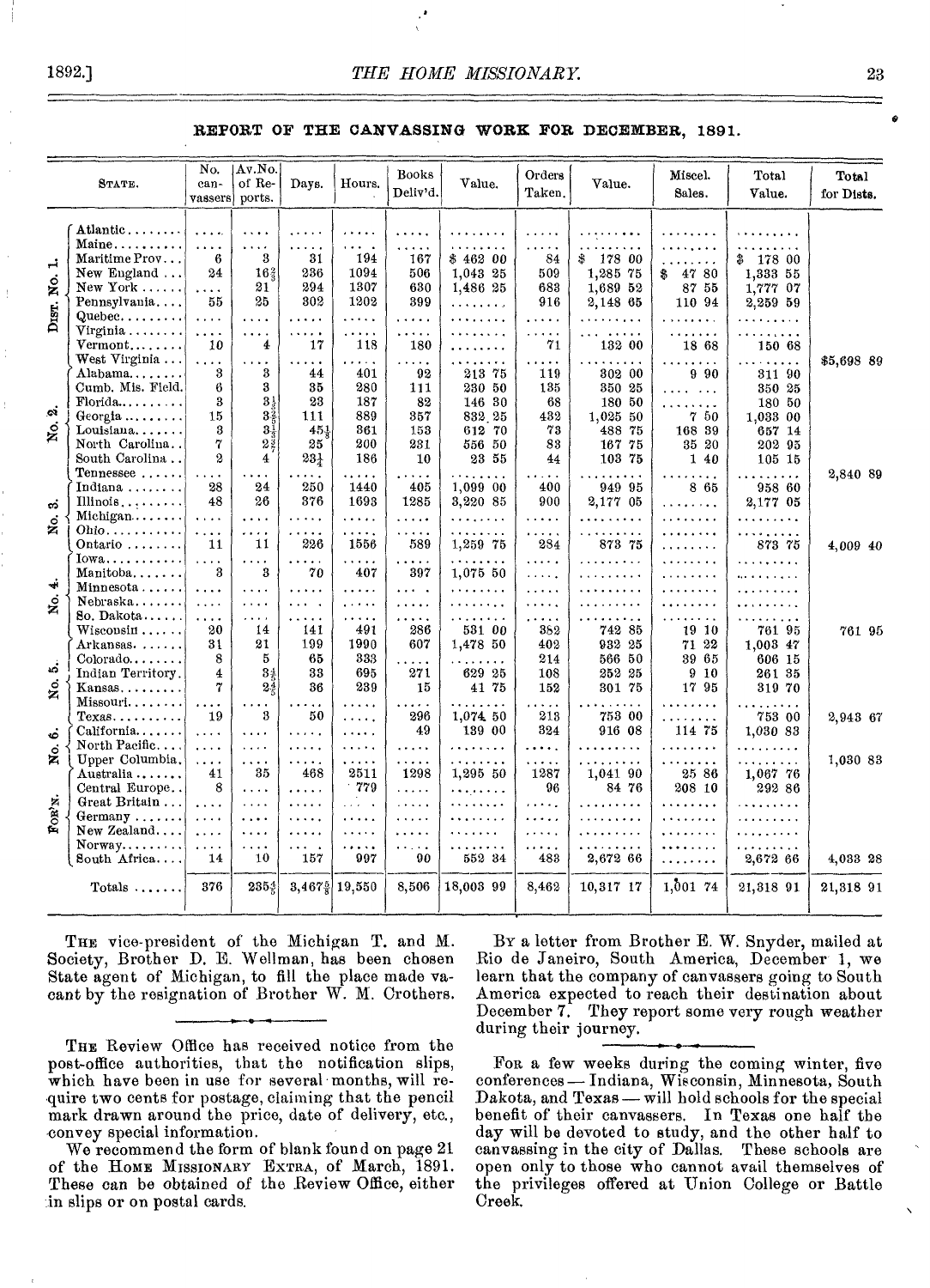## REPORT OF THE CANVASSING WORK FOR DECEMBER, 1891.

| | STATE. | No. canvassers | Av. No. of Reports. | Days. | Hours. | Books Deliv'd. | Value. | Orders Taken. | Value. | Miscel. Sales. | Total Value. | Total for Dists. |
|---|---|---|---|---|---|---|---|---|---|---|---|---|
| DIST. No. 1. | Atlantic | .... | .... | .... | .... | .... | ........ | .... | ........ | ........ | ........ | |
| | Maine | .... | .... | .... | .... | .... | ........ | .... | ........ | ........ | ........ | |
| | Maritime Prov | 6 | 3 | 31 | 194 | 167 | $ 462 00 | 84 | $ 178 00 | ........ | $ 178 00 | |
| | New England | 24 | 16⅔ | 236 | 1094 | 506 | 1,043 25 | 509 | 1,285 75 | $ 47 80 | 1,333 55 | |
| | New York | .... | 21 | 294 | 1307 | 630 | 1,486 25 | 683 | 1,689 52 | 87 55 | 1,777 07 | |
| | Pennsylvania | 55 | 25 | 302 | 1202 | 399 | ........ | 916 | 2,148 65 | 110 94 | 2,259 59 | |
| | Quebec | .... | .... | .... | .... | .... | ........ | .... | ........ | ........ | ........ | |
| | Virginia | .... | .... | .... | .... | .... | ........ | .... | ........ | ........ | ........ | |
| | Vermont | 10 | 4 | 17 | 118 | 180 | ........ | 71 | 132 00 | 18 68 | 150 68 | |
| | West Virginia | .... | .... | .... | .... | .... | ........ | .... | ........ | ........ | ........ | $5,698 89 |
| No. 2. | Alabama | 3 | 3 | 44 | 401 | 92 | 213 75 | 119 | 302 00 | 9 90 | 311 90 | |
| | Cumb. Mis. Field. | 6 | 3 | 35 | 280 | 111 | 230 50 | 135 | 350 25 | .... ... | 350 25 | |
| | Florida | 3 | 3½ | 23 | 187 | 82 | 146 30 | 68 | 180 50 | ........ | 180 50 | |
| | Georgia | 15 | 3⅔ | 111 | 889 | 357 | 832 25 | 432 | 1,025 50 | 7 50 | 1,033 00 | |
| | Louisiana | 3 | 3⅓ | 45⅛ | 361 | 153 | 612 70 | 73 | 488 75 | 168 39 | 657 14 | |
| | North Carolina | 7 | 2⅔ | 25 | 200 | 231 | 556 50 | 83 | 167 75 | 35 20 | 202 95 | |
| | South Carolina | 2 | 4 | 23¼ | 186 | 10 | 23 55 | 44 | 103 75 | 1 40 | 105 15 | |
| | Tennessee | .... | .... | .... | .... | .... | ........ | .... | ........ | ........ | ........ | 2,840 89 |
| No. 3. | Indiana | 28 | 24 | 250 | 1440 | 405 | 1,099 00 | 400 | 949 95 | 8 65 | 958 60 | |
| | Illinois | 48 | 26 | 376 | 1693 | 1285 | 3,220 85 | 900 | 2,177 05 | ........ | 2,177 05 | |
| | Michigan | .... | .... | .... | .... | .... | ........ | .... | ........ | ........ | ........ | |
| | Ohio | .... | .... | .... | .... | .... | ........ | .... | ........ | ........ | ........ | |
| | Ontario | 11 | 11 | 226 | 1556 | 589 | 1,259 75 | 284 | 873 75 | ........ | 873 75 | 4,009 40 |
| No. 4. | Iowa | .... | .... | .... | .... | .... | ........ | .... | ........ | ........ | ........ | |
| | Manitoba | 3 | 3 | 70 | 407 | 397 | 1,075 50 | .... | ........ | ........ | ........ | |
| | Minnesota | .... | .... | .... | .... | .... | ........ | .... | ........ | ........ | ........ | |
| | Nebraska | .... | .... | .... | .... | .... | ........ | .... | ........ | ........ | ........ | |
| | So. Dakota | .... | .... | .... | .... | .... | ........ | .... | ........ | ........ | ........ | |
| | Wisconsin | 20 | 14 | 141 | 491 | 286 | 531 00 | 382 | 742 85 | 19 10 | 761 95 | 761 95 |
| No. 5. | Arkansas | 31 | 21 | 199 | 1990 | 607 | 1,478 50 | 402 | 932 25 | 71 22 | 1,003 47 | |
| | Colorado | 8 | 5 | 65 | 333 | .... | ........ | 214 | 566 50 | 39 65 | 606 15 | |
| | Indian Territory | 4 | 3¼ | 33 | 695 | 271 | 629 25 | 108 | 252 25 | 9 10 | 261 35 | |
| | Kansas | 7 | 2¼ | 36 | 239 | 15 | 41 75 | 152 | 301 75 | 17 95 | 319 70 | |
| | Missouri | .... | .... | .... | .... | .... | ........ | .... | ........ | ........ | ........ | |
| | Texas | 19 | 3 | 50 | .... | 296 | 1,074 50 | 213 | 753 00 | ........ | 753 00 | 2,943 67 |
| No. 6. | California | .... | .... | .... | .... | 49 | 139 00 | 324 | 916 08 | 114 75 | 1,030 83 | |
| | North Pacific | .... | .... | .... | .... | .... | ........ | .... | ........ | ........ | ........ | |
| | Upper Columbia | .... | .... | .... | .... | .... | ........ | .... | ........ | ........ | ........ | 1,030 83 |
| FOR'N. | Australia | 41 | 35 | 468 | 2511 | 1298 | 1,295 50 | 1287 | 1,041 90 | 25 86 | 1,067 76 | |
| | Central Europe | 8 | .... | .... | 779 | .... | ........ | 96 | 84 76 | 208 10 | 292 86 | |
| | Great Britain | .... | .... | .... | .... | .... | ........ | .... | ........ | ........ | ........ | |
| | Germany | .... | .... | .... | .... | .... | ........ | .... | ........ | ........ | ........ | |
| | New Zealand | .... | .... | .... | .... | .... | ........ | .... | ........ | ........ | ........ | |
| | Norway | .... | .... | .... | .... | .... | ........ | .... | ........ | ........ | ........ | |
| | South Africa | 14 | 10 | 157 | 997 | 90 | 552 34 | 483 | 2,672 66 | ........ | 2,672 66 | 4,033 28 |
| | Totals | 376 | 235⅘ | 3,467⅝ | 19,550 | 8,506 | 18,003 99 | 8,462 | 10,317 17 | 1,001 74 | 21,318 91 | 21,318 91 |

THE vice-president of the Michigan T. and M. Society, Brother D. E. Wellman, has been chosen State agent of Michigan, to fill the place made vacant by the resignation of Brother W. M. Crothers.

---

THE Review Office has received notice from the post-office authorities, that the notification slips, which have been in use for several months, will require two cents for postage, claiming that the pencil mark drawn around the price, date of delivery, etc., convey special information.

We recommend the form of blank found on page 21 of the HOME MISSIONARY EXTRA, of March, 1891. These can be obtained of the Review Office, either in slips or on postal cards.

BY a letter from Brother E. W. Snyder, mailed at Rio de Janeiro, South America, December 1, we learn that the company of canvassers going to South America expected to reach their destination about December 7. They report some very rough weather during their journey.

---

FOR a few weeks during the coming winter, five conferences — Indiana, Wisconsin, Minnesota, South Dakota, and Texas — will hold schools for the special benefit of their canvassers. In Texas one half the day will be devoted to study, and the other half to canvassing in the city of Dallas. These schools are open only to those who cannot avail themselves of the privileges offered at Union College or Battle Creek.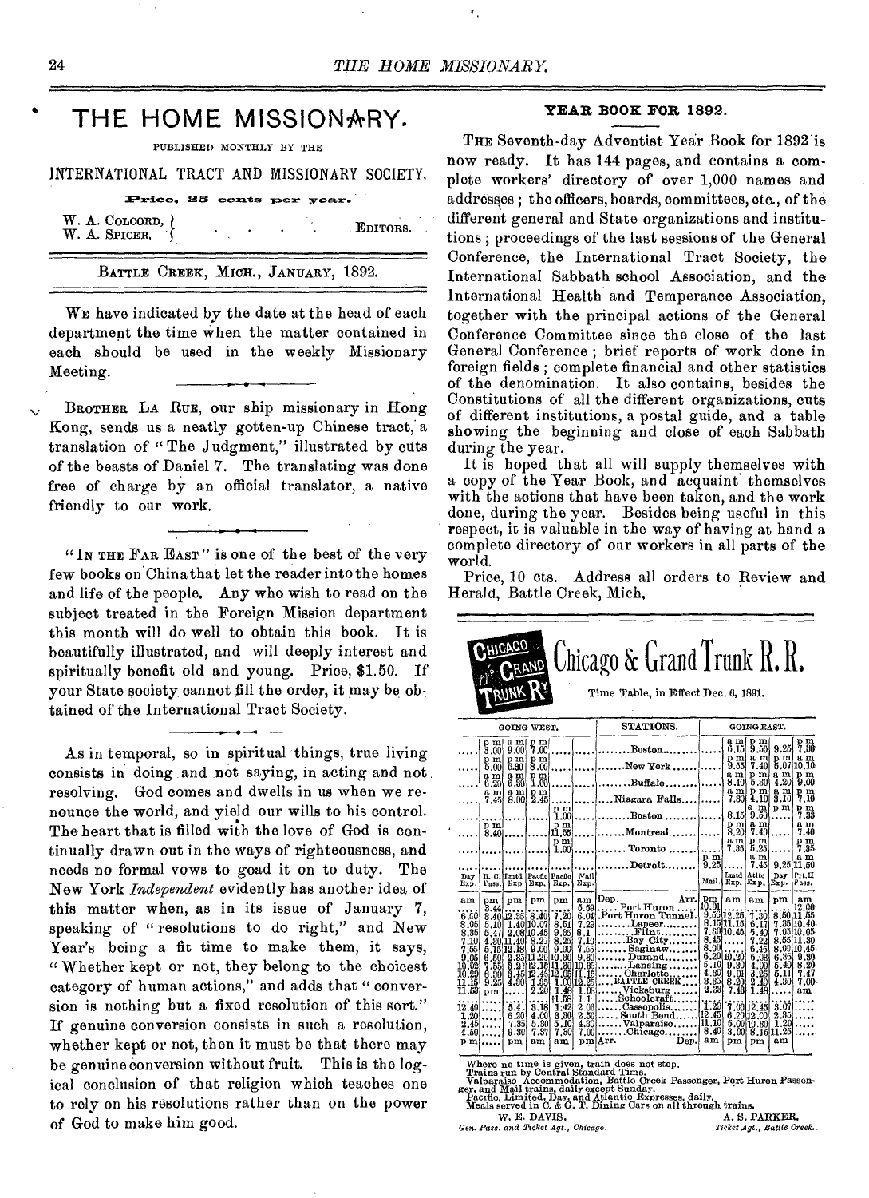# THE HOME MISSIONARY.

PUBLISHED MONTHLY BY THE

INTERNATIONAL TRACT AND MISSIONARY SOCIETY.

**Price, 25 cents per year.**

W. A. COLCORD, }
W. A. SPICER, } . . . . . EDITORS.

BATTLE CREEK, MICH., JANUARY, 1892.

WE have indicated by the date at the head of each department the time when the matter contained in each should be used in the weekly Missionary Meeting.

BROTHER LA RUE, our ship missionary in Hong Kong, sends us a neatly gotten-up Chinese tract, a translation of "The Judgment," illustrated by cuts of the beasts of Daniel 7. The translating was done free of charge by an official translator, a native friendly to our work.

"IN THE FAR EAST" is one of the best of the very few books on China that let the reader into the homes and life of the people. Any who wish to read on the subject treated in the Foreign Mission department this month will do well to obtain this book. It is beautifully illustrated, and will deeply interest and spiritually benefit old and young. Price, $1.50. If your State society cannot fill the order, it may be obtained of the International Tract Society.

As in temporal, so in spiritual things, true living consists in doing and not saying, in acting and not resolving. God comes and dwells in us when we renounce the world, and yield our wills to his control. The heart that is filled with the love of God is continually drawn out in the ways of righteousness, and needs no formal vows to goad it on to duty. The New York *Independent* evidently has another idea of this matter when, as in its issue of January 7, speaking of "resolutions to do right," and New Year's being a fit time to make them, it says, "Whether kept or not, they belong to the choicest category of human actions," and adds that "conversion is nothing but a fixed resolution of this sort." If genuine conversion consists in such a resolution, whether kept or not, then it must be that there may be genuine conversion without fruit. This is the logical conclusion of that religion which teaches one to rely on his resolutions rather than on the power of God to make him good.

## YEAR BOOK FOR 1892.

THE Seventh-day Adventist Year Book for 1892 is now ready. It has 144 pages, and contains a complete workers' directory of over 1,000 names and addresses; the officers, boards, committees, etc., of the different general and State organizations and institutions; proceedings of the last sessions of the General Conference, the International Tract Society, the International Sabbath-school Association, and the International Health and Temperance Association, together with the principal actions of the General Conference Committee since the close of the last General Conference; brief reports of work done in foreign fields; complete financial and other statistics of the denomination. It also contains, besides the Constitutions of all the different organizations, cuts of different institutions, a postal guide, and a table showing the beginning and close of each Sabbath during the year.

It is hoped that all will supply themselves with a copy of the Year Book, and acquaint themselves with the actions that have been taken, and the work done, during the year. Besides being useful in this respect, it is valuable in the way of having at hand a complete directory of our workers in all parts of the world.

Price, 10 cts. Address all orders to Review and Herald, Battle Creek, Mich.

## Chicago & Grand Trunk R. R.

Time Table, in Effect Dec. 6, 1891.

| GOING WEST. | | | | | | STATIONS. | GOING EAST. | | | | |
|---|---|---|---|---|---|---|---|---|---|---|---|
| .... | p m 3.00 | a m 9.00 | p m 7.00 | .... | .... | Boston | .... | a m 6.15 | p m 9.50 | 9.25 | p m 7.30 |
| .... | p m 6.00 | p m 6.30 | p m 8.00 | .... | .... | New York | .... | p m 9.55 | a m 7.40 | p m 5.07 | a m 10.10 |
| .... | a m 6.20 | a m 6.30 | p m 1.00 | .... | .... | Buffalo | .... | a m 8.40 | p m 5.30 | a m 4.20 | p m 9.00 |
| .... | a m 7.45 | a m 8.00 | p m 2.45 | .... | .... | Niagara Falls | .... | a m 7.30 | p m 4.10 | a m 3.10 | p m 7.10 |
| .... | .... | .... | .... | p m 1.00 | .... | Boston | .... | 8.15 | a m 9.50 | p m .... | p m 7.33 |
| .... | p m 8.40 | .... | .... | 11.55 | .... | Montreal | .... | p m 8.20 | a m 7.40 | .... | a m 7.40 |
| .... | .... | .... | .... | p m 1.00 | .... | Toronto | .... | a m 7.35 | p m 5.25 | .... | p m 7.35 |
| .... | .... | .... | .... | .... | .... | Detroit | p m 9.25 | .... | a m 7.45 | 9.25 | a m 11.50 |
| Day Exp. | B. C. Pass. | Lmtd Exp | Pacific Exp. | Pacific Exp. | Mail Exp. | | Mail. | Lmtd Exp. | Atlte Exp. | Day Exp. | Prt.H Pass. |
| am | pm | pm | pm | pm | am | Dep. Arr. | pm | am | am | pm | am |
| .... | 3.44 | .... | .... | .... | 5.59 | Port Huron | 10.01 | .... | .... | .... | 12.00 |
| 6.50 | 9.40 | 12.55 | 8.40 | 7.20 | 6.04 | Port Huron Tunnel | 9.56 | 12.25 | 7.30 | 8.50 | 11.55 |
| 8.05 | 5.10 | 1.40 | 10.07 | 8.51 | 7.29 | Lapeer | 8.15 | 11.15 | 6.17 | 7.35 | 10.40 |
| 8.35 | 5.47 | 2.08 | 10.45 | 9.35 | 8.1 | Flint | 7.30 | 10.45 | 5.40 | 7.05 | 10.05 |
| 7.10 | 4.30 | 11.40 | 8.25 | 8.25 | 7.10 | Bay City | 8.45 | .... | 7.22 | 8.55 | 11.30 |
| 7.55 | 5.15 | 12.18 | 9.00 | 9.00 | 7.55 | Saginaw | 8.00 | .... | 6.45 | 8.00 | 10.45 |
| 9.05 | 6.50 | 2.35 | 11.20 | 10.30 | 9.30 | Durand | 6.20 | 10.20 | 5.03 | 6.35 | 9.30 |
| 10.02 | 7.55 | 3.21 | 12.15 | 11.30 | 10.35 | Lansing | 5.10 | 9.30 | 4.00 | 5.40 | 8.20 |
| 10.29 | 8.30 | 3.45 | 12.45 | 12.05 | 11.15 | Charlotte | 4.30 | 9.01 | 3.25 | 5.11 | 7.47 |
| 11.15 | 9.25 | 4.30 | 1.35 | 1.00 | 12.25 | BATTLE CREEK | 3.55 | 8.20 | 2.40 | 4.30 | 7.00 |
| 11.53 | pm | .... | 2.20 | 1.48 | 1.08 | Vicksburg | 2.33 | 7.43 | 1.48 | .... | am |
| .... | .... | .... | .... | †1.58 | 1.1 | Schoolcraft | .... | .... | .... | .... | .... |
| 12.40 | .... | 5.4. | 3.18 | 1.42 | 2.06 | Cassopolis | 1.25 | 7.00 | 12.45 | 3.07 | .... |
| 1.20 | .... | 6.20 | 4.00 | 3.30 | 2.50 | South Bend | 12.45 | 6.20 | 12.00 | 2.35 | .... |
| 2.45 | .... | 7.35 | 5.30 | 5.10 | 4.30 | Valparaiso | 11.10 | 5.00 | 10.30 | 1.20 | .... |
| 4.50 | .... | 9.30 | 7.37 | 7.50 | 7.00 | Chicago | 8.40 | 3.00 | 8.15 | 11.25 | .... |
| p m | .... | pm | am | am | pm | Arr. Dep. | am | pm | pm | am | |

Where no time is given, train does not stop.
Trains run by Central Standard Time.
Valparaiso Accommodation, Battle Creek Passenger, Port Huron Passenger, and Mail trains, daily except Sunday.
Pacific, Limited, Day, and Atlantic Expresses, daily.
Meals served in C. & G. T. Dining Cars on all through trains.

W. E. DAVIS, *Gen. Pass. and Ticket Agt., Chicago.*
A. S. PARKER, *Ticket Agt., Battle Creek.*